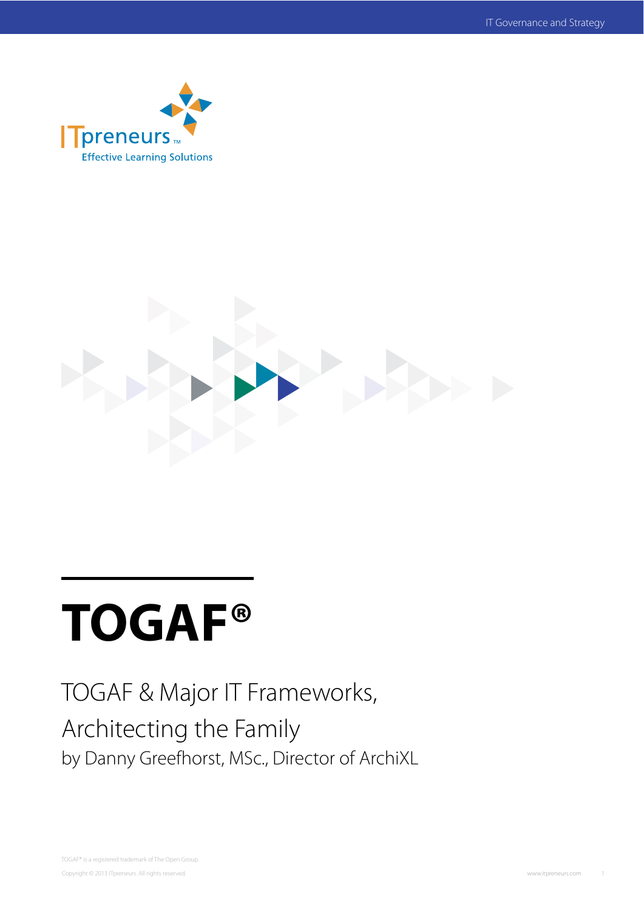ITpreneurs™
Effective Learning Solutions

# TOGAF®

## TOGAF & Major IT Frameworks, Architecting the Family

by Danny Greefhorst, MSc., Director of ArchiXL

TOGAF® is a registered trademark of The Open Group.

Copyright © 2013 ITpreneurs. All rights reserved.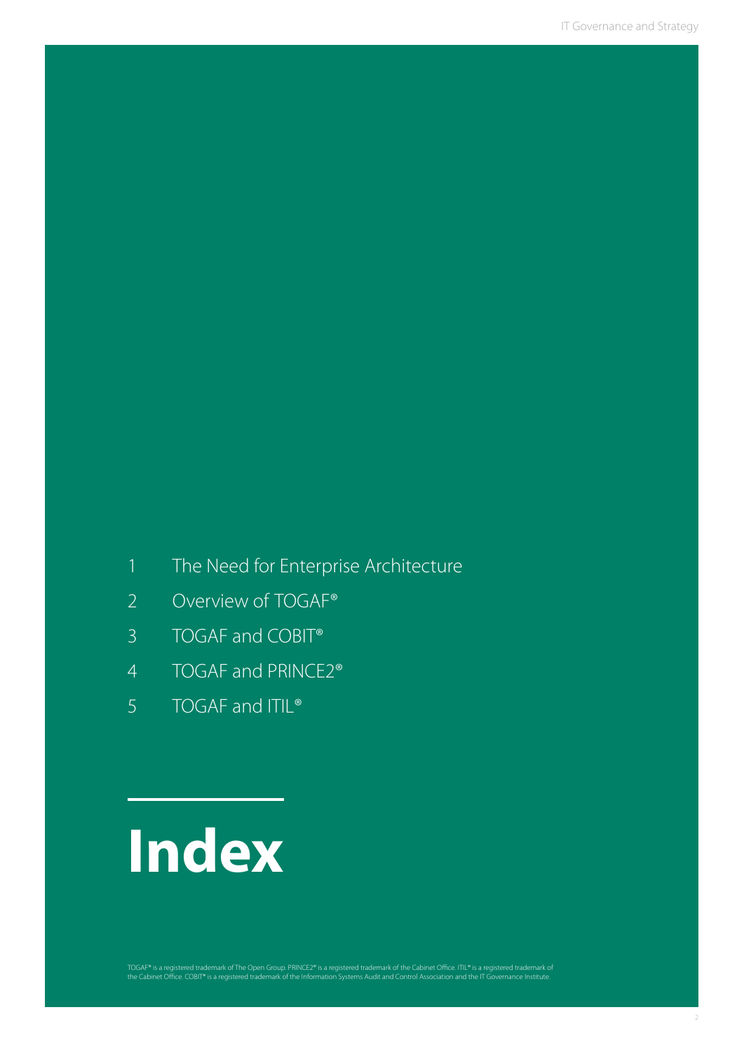1. The Need for Enterprise Architecture
2. Overview of TOGAF®
3. TOGAF and COBIT®
4. TOGAF and PRINCE2®
5. TOGAF and ITIL®

# Index

TOGAF® is a registered trademark of The Open Group. PRINCE2® is a registered trademark of the Cabinet Office. ITIL® is a registered trademark of the Cabinet Office. COBIT® is a registered trademark of the Information Systems Audit and Control Association and the IT Governance Institute.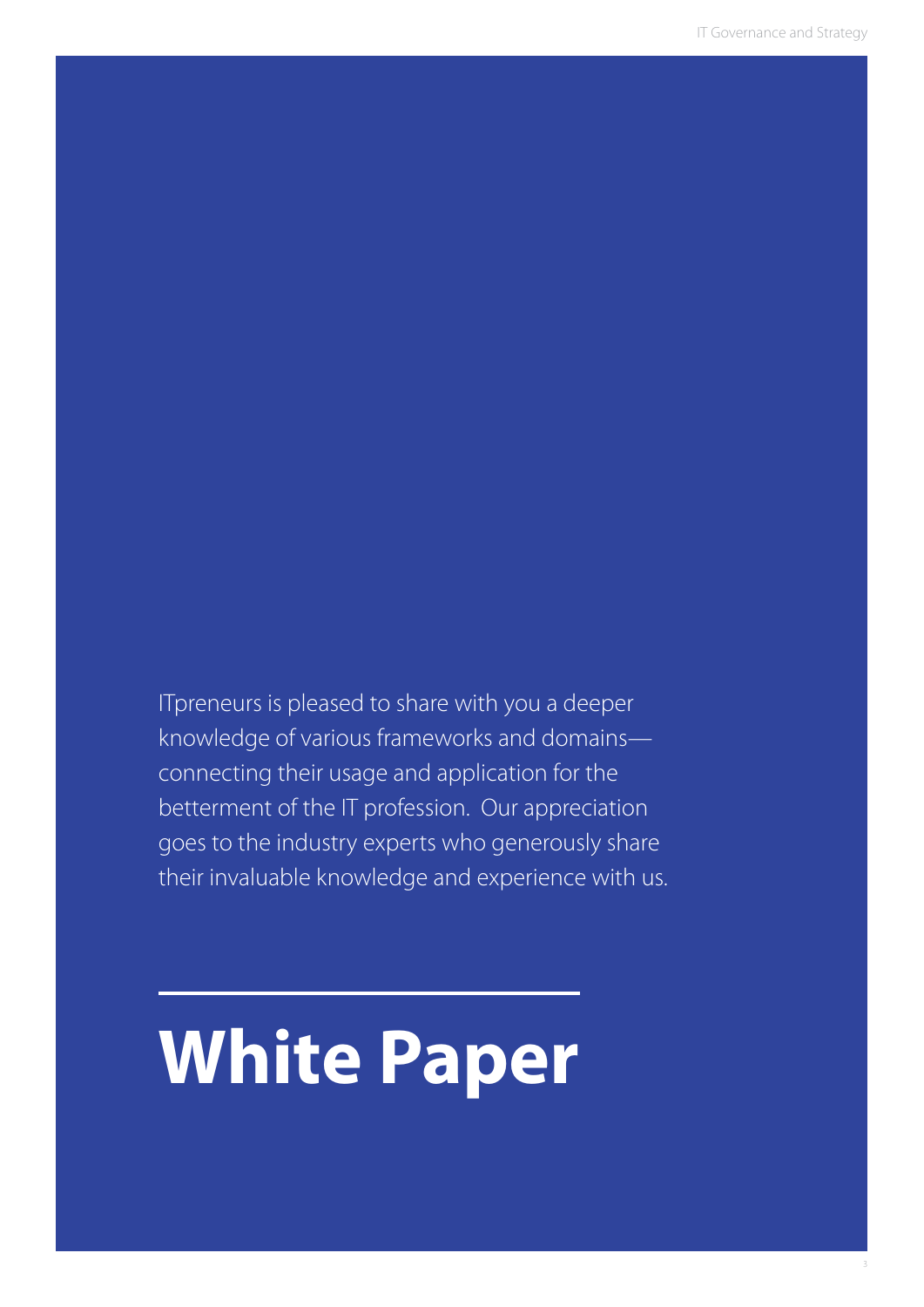ITpreneurs is pleased to share with you a deeper knowledge of various frameworks and domains—connecting their usage and application for the betterment of the IT profession. Our appreciation goes to the industry experts who generously share their invaluable knowledge and experience with us.

# White Paper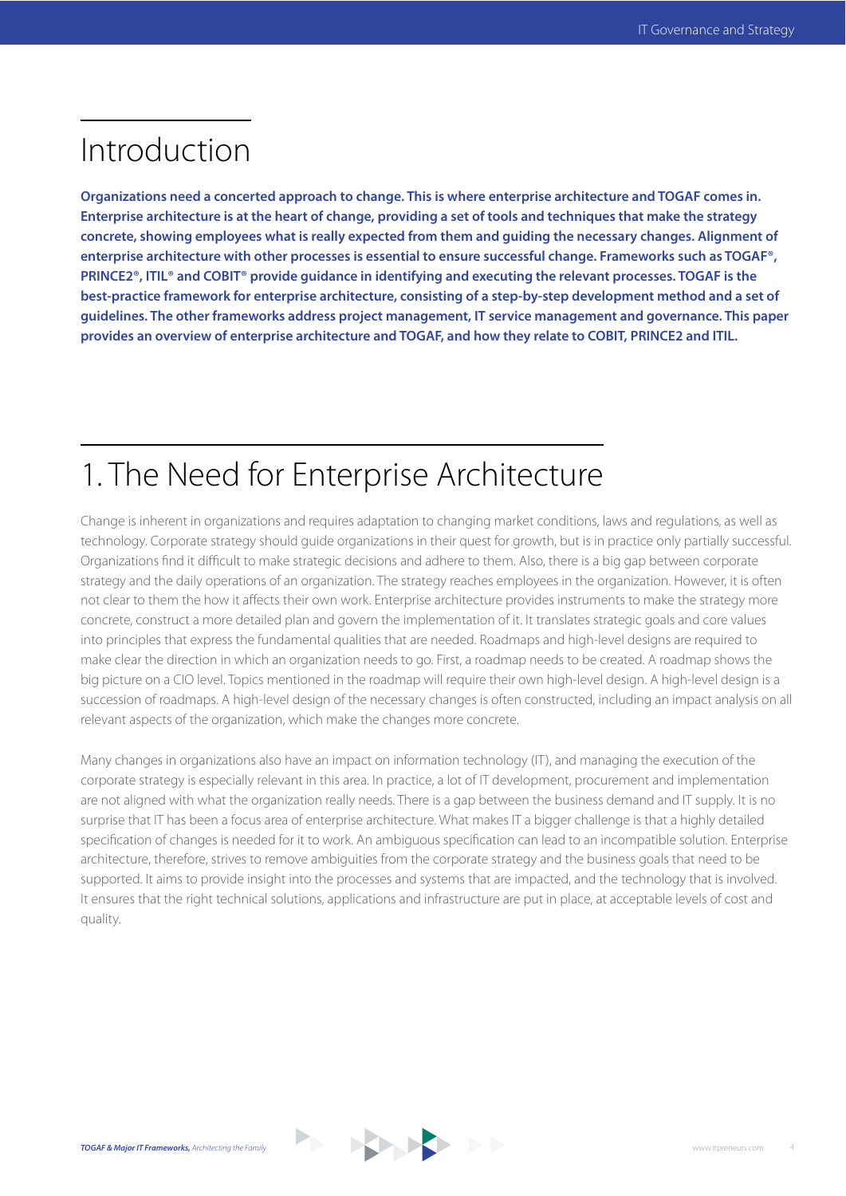# Introduction

**Organizations need a concerted approach to change. This is where enterprise architecture and TOGAF comes in. Enterprise architecture is at the heart of change, providing a set of tools and techniques that make the strategy concrete, showing employees what is really expected from them and guiding the necessary changes. Alignment of enterprise architecture with other processes is essential to ensure successful change. Frameworks such as TOGAF®, PRINCE2®, ITIL® and COBIT® provide guidance in identifying and executing the relevant processes. TOGAF is the best-practice framework for enterprise architecture, consisting of a step-by-step development method and a set of guidelines. The other frameworks address project management, IT service management and governance. This paper provides an overview of enterprise architecture and TOGAF, and how they relate to COBIT, PRINCE2 and ITIL.**

# 1. The Need for Enterprise Architecture

Change is inherent in organizations and requires adaptation to changing market conditions, laws and regulations, as well as technology. Corporate strategy should guide organizations in their quest for growth, but is in practice only partially successful. Organizations find it difficult to make strategic decisions and adhere to them. Also, there is a big gap between corporate strategy and the daily operations of an organization. The strategy reaches employees in the organization. However, it is often not clear to them the how it affects their own work. Enterprise architecture provides instruments to make the strategy more concrete, construct a more detailed plan and govern the implementation of it. It translates strategic goals and core values into principles that express the fundamental qualities that are needed. Roadmaps and high-level designs are required to make clear the direction in which an organization needs to go. First, a roadmap needs to be created. A roadmap shows the big picture on a CIO level. Topics mentioned in the roadmap will require their own high-level design. A high-level design is a succession of roadmaps. A high-level design of the necessary changes is often constructed, including an impact analysis on all relevant aspects of the organization, which make the changes more concrete.

Many changes in organizations also have an impact on information technology (IT), and managing the execution of the corporate strategy is especially relevant in this area. In practice, a lot of IT development, procurement and implementation are not aligned with what the organization really needs. There is a gap between the business demand and IT supply. It is no surprise that IT has been a focus area of enterprise architecture. What makes IT a bigger challenge is that a highly detailed specification of changes is needed for it to work. An ambiguous specification can lead to an incompatible solution. Enterprise architecture, therefore, strives to remove ambiguities from the corporate strategy and the business goals that need to be supported. It aims to provide insight into the processes and systems that are impacted, and the technology that is involved. It ensures that the right technical solutions, applications and infrastructure are put in place, at acceptable levels of cost and quality.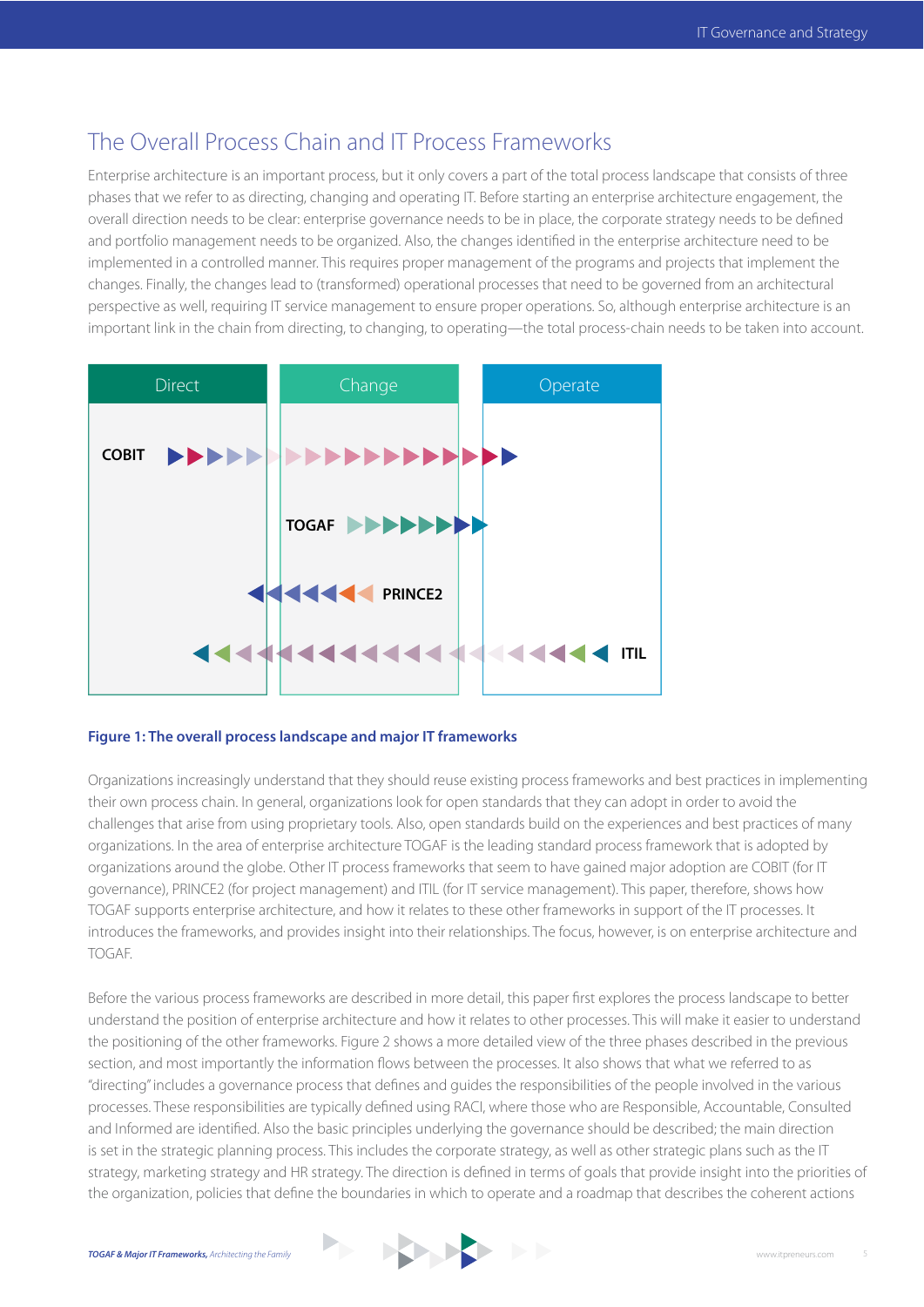## The Overall Process Chain and IT Process Frameworks

Enterprise architecture is an important process, but it only covers a part of the total process landscape that consists of three phases that we refer to as directing, changing and operating IT. Before starting an enterprise architecture engagement, the overall direction needs to be clear: enterprise governance needs to be in place, the corporate strategy needs to be defined and portfolio management needs to be organized. Also, the changes identified in the enterprise architecture need to be implemented in a controlled manner. This requires proper management of the programs and projects that implement the changes. Finally, the changes lead to (transformed) operational processes that need to be governed from an architectural perspective as well, requiring IT service management to ensure proper operations. So, although enterprise architecture is an important link in the chain from directing, to changing, to operating—the total process-chain needs to be taken into account.

| Direct | Change | Operate |
| --- | --- | --- |
| COBIT ▶▶▶▶▶ | ▶▶▶▶▶▶▶▶▶▶ | ▶ |
| | TOGAF ▶▶▶▶▶▶▶▶ | ▶ |
| ◀ | ◀◀◀◀◀◀ PRINCE2 | |
| ◀◀◀◀ | ◀◀◀◀◀◀◀◀◀ | ◀◀◀◀◀◀◀ ITIL |

**Figure 1: The overall process landscape and major IT frameworks**

Organizations increasingly understand that they should reuse existing process frameworks and best practices in implementing their own process chain. In general, organizations look for open standards that they can adopt in order to avoid the challenges that arise from using proprietary tools. Also, open standards build on the experiences and best practices of many organizations. In the area of enterprise architecture TOGAF is the leading standard process framework that is adopted by organizations around the globe. Other IT process frameworks that seem to have gained major adoption are COBIT (for IT governance), PRINCE2 (for project management) and ITIL (for IT service management). This paper, therefore, shows how TOGAF supports enterprise architecture, and how it relates to these other frameworks in support of the IT processes. It introduces the frameworks, and provides insight into their relationships. The focus, however, is on enterprise architecture and TOGAF.

Before the various process frameworks are described in more detail, this paper first explores the process landscape to better understand the position of enterprise architecture and how it relates to other processes. This will make it easier to understand the positioning of the other frameworks. Figure 2 shows a more detailed view of the three phases described in the previous section, and most importantly the information flows between the processes. It also shows that what we referred to as "directing" includes a governance process that defines and guides the responsibilities of the people involved in the various processes. These responsibilities are typically defined using RACI, where those who are Responsible, Accountable, Consulted and Informed are identified. Also the basic principles underlying the governance should be described; the main direction is set in the strategic planning process. This includes the corporate strategy, as well as other strategic plans such as the IT strategy, marketing strategy and HR strategy. The direction is defined in terms of goals that provide insight into the priorities of the organization, policies that define the boundaries in which to operate and a roadmap that describes the coherent actions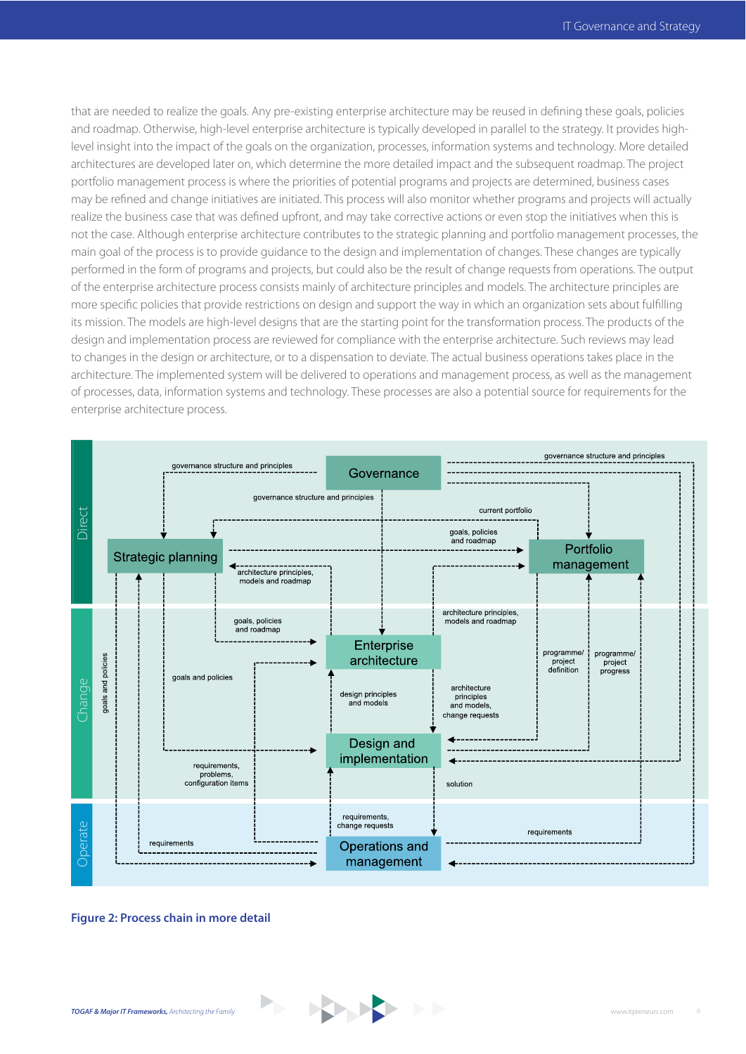that are needed to realize the goals. Any pre-existing enterprise architecture may be reused in defining these goals, policies and roadmap. Otherwise, high-level enterprise architecture is typically developed in parallel to the strategy. It provides high-level insight into the impact of the goals on the organization, processes, information systems and technology. More detailed architectures are developed later on, which determine the more detailed impact and the subsequent roadmap. The project portfolio management process is where the priorities of potential programs and projects are determined, business cases may be refined and change initiatives are initiated. This process will also monitor whether programs and projects will actually realize the business case that was defined upfront, and may take corrective actions or even stop the initiatives when this is not the case. Although enterprise architecture contributes to the strategic planning and portfolio management processes, the main goal of the process is to provide guidance to the design and implementation of changes. These changes are typically performed in the form of programs and projects, but could also be the result of change requests from operations. The output of the enterprise architecture process consists mainly of architecture principles and models. The architecture principles are more specific policies that provide restrictions on design and support the way in which an organization sets about fulfilling its mission. The models are high-level designs that are the starting point for the transformation process. The products of the design and implementation process are reviewed for compliance with the enterprise architecture. Such reviews may lead to changes in the design or architecture, or to a dispensation to deviate. The actual business operations takes place in the architecture. The implemented system will be delivered to operations and management process, as well as the management of processes, data, information systems and technology. These processes are also a potential source for requirements for the enterprise architecture process.

**Figure 2: Process chain in more detail**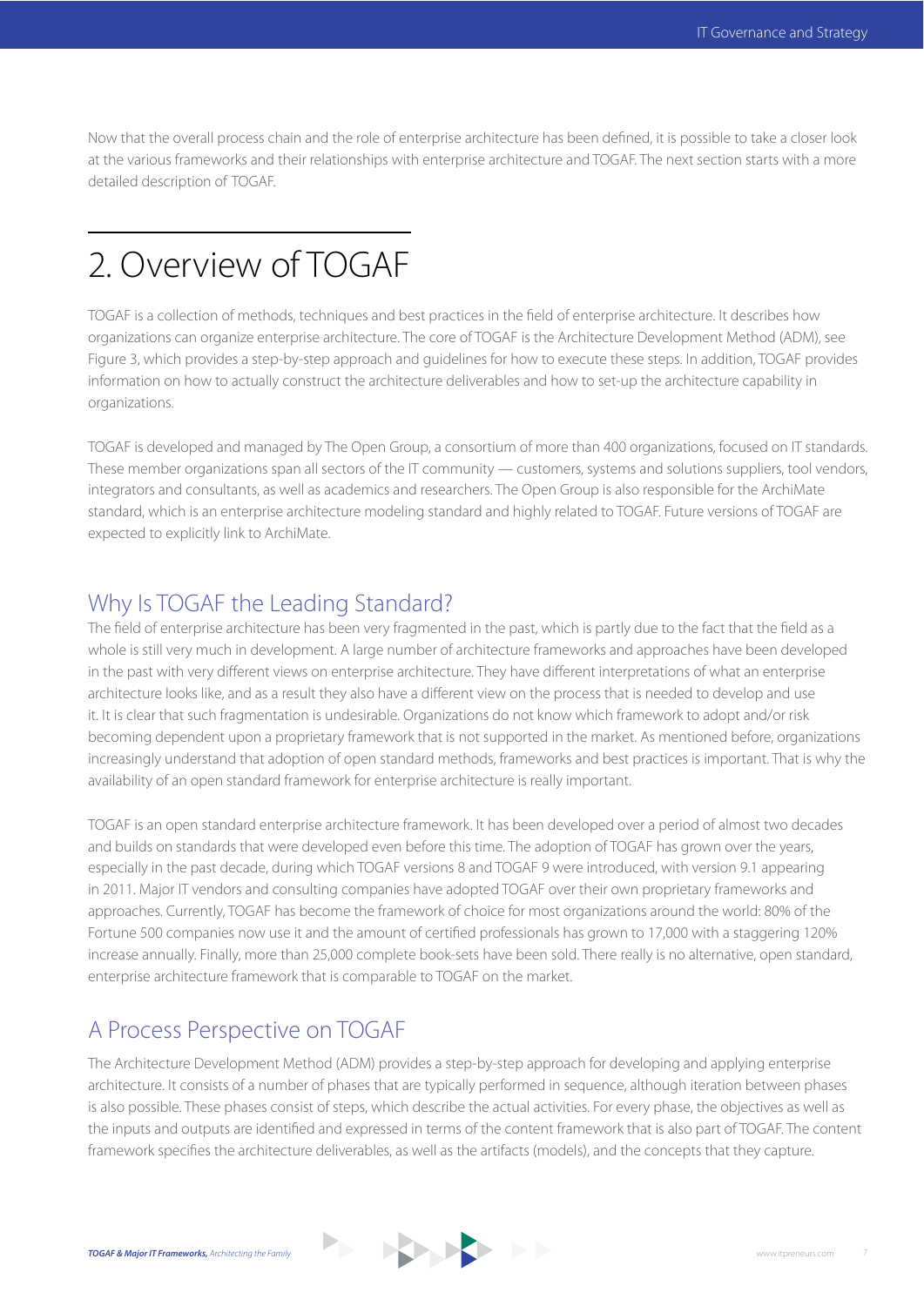Now that the overall process chain and the role of enterprise architecture has been defined, it is possible to take a closer look at the various frameworks and their relationships with enterprise architecture and TOGAF. The next section starts with a more detailed description of TOGAF.

# 2. Overview of TOGAF

TOGAF is a collection of methods, techniques and best practices in the field of enterprise architecture. It describes how organizations can organize enterprise architecture. The core of TOGAF is the Architecture Development Method (ADM), see Figure 3, which provides a step-by-step approach and guidelines for how to execute these steps. In addition, TOGAF provides information on how to actually construct the architecture deliverables and how to set-up the architecture capability in organizations.

TOGAF is developed and managed by The Open Group, a consortium of more than 400 organizations, focused on IT standards. These member organizations span all sectors of the IT community — customers, systems and solutions suppliers, tool vendors, integrators and consultants, as well as academics and researchers. The Open Group is also responsible for the ArchiMate standard, which is an enterprise architecture modeling standard and highly related to TOGAF. Future versions of TOGAF are expected to explicitly link to ArchiMate.

## Why Is TOGAF the Leading Standard?

The field of enterprise architecture has been very fragmented in the past, which is partly due to the fact that the field as a whole is still very much in development. A large number of architecture frameworks and approaches have been developed in the past with very different views on enterprise architecture. They have different interpretations of what an enterprise architecture looks like, and as a result they also have a different view on the process that is needed to develop and use it. It is clear that such fragmentation is undesirable. Organizations do not know which framework to adopt and/or risk becoming dependent upon a proprietary framework that is not supported in the market. As mentioned before, organizations increasingly understand that adoption of open standard methods, frameworks and best practices is important. That is why the availability of an open standard framework for enterprise architecture is really important.

TOGAF is an open standard enterprise architecture framework. It has been developed over a period of almost two decades and builds on standards that were developed even before this time. The adoption of TOGAF has grown over the years, especially in the past decade, during which TOGAF versions 8 and TOGAF 9 were introduced, with version 9.1 appearing in 2011. Major IT vendors and consulting companies have adopted TOGAF over their own proprietary frameworks and approaches. Currently, TOGAF has become the framework of choice for most organizations around the world: 80% of the Fortune 500 companies now use it and the amount of certified professionals has grown to 17,000 with a staggering 120% increase annually. Finally, more than 25,000 complete book-sets have been sold. There really is no alternative, open standard, enterprise architecture framework that is comparable to TOGAF on the market.

## A Process Perspective on TOGAF

The Architecture Development Method (ADM) provides a step-by-step approach for developing and applying enterprise architecture. It consists of a number of phases that are typically performed in sequence, although iteration between phases is also possible. These phases consist of steps, which describe the actual activities. For every phase, the objectives as well as the inputs and outputs are identified and expressed in terms of the content framework that is also part of TOGAF. The content framework specifies the architecture deliverables, as well as the artifacts (models), and the concepts that they capture.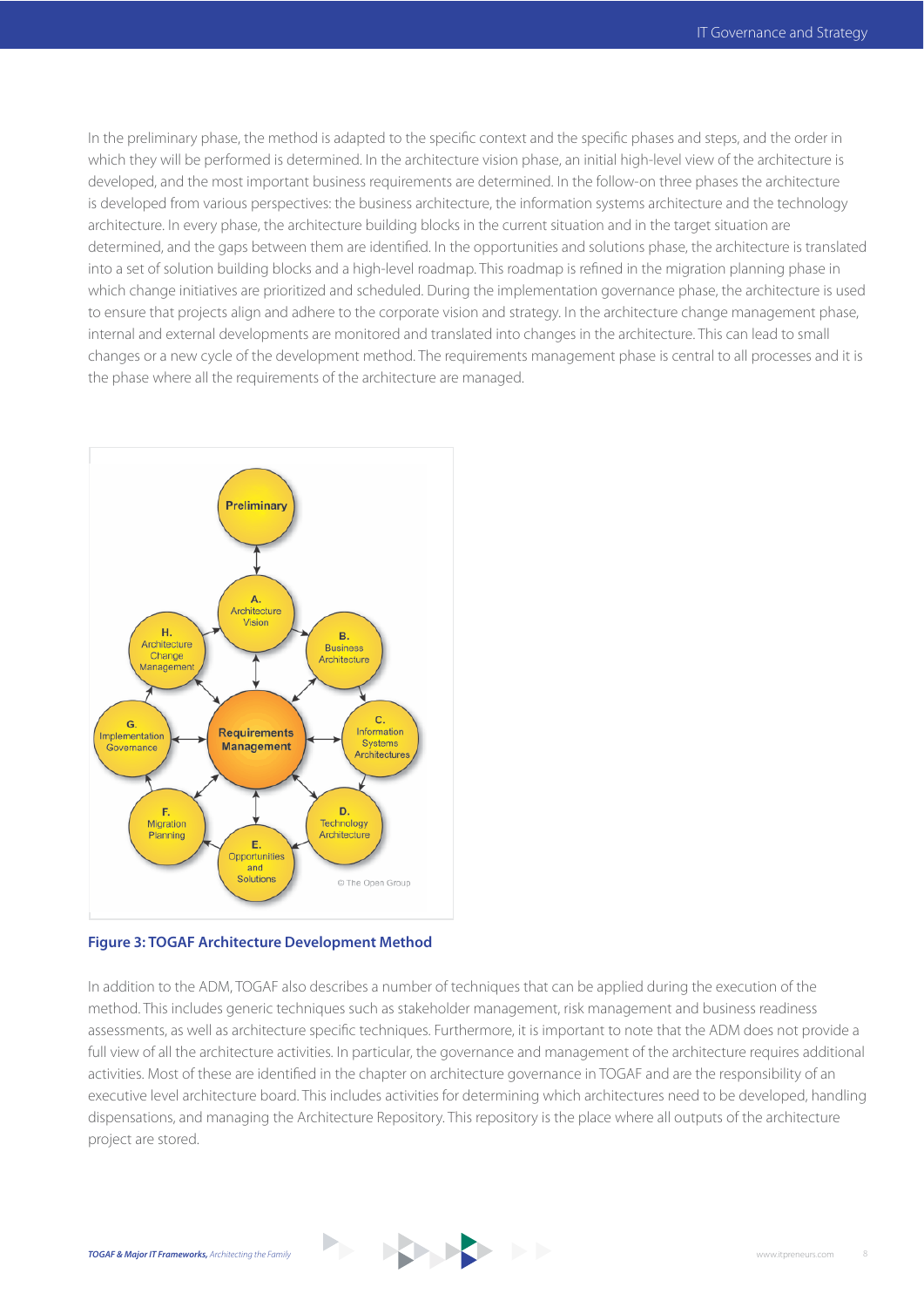In the preliminary phase, the method is adapted to the specific context and the specific phases and steps, and the order in which they will be performed is determined. In the architecture vision phase, an initial high-level view of the architecture is developed, and the most important business requirements are determined. In the follow-on three phases the architecture is developed from various perspectives: the business architecture, the information systems architecture and the technology architecture. In every phase, the architecture building blocks in the current situation and in the target situation are determined, and the gaps between them are identified. In the opportunities and solutions phase, the architecture is translated into a set of solution building blocks and a high-level roadmap. This roadmap is refined in the migration planning phase in which change initiatives are prioritized and scheduled. During the implementation governance phase, the architecture is used to ensure that projects align and adhere to the corporate vision and strategy. In the architecture change management phase, internal and external developments are monitored and translated into changes in the architecture. This can lead to small changes or a new cycle of the development method. The requirements management phase is central to all processes and it is the phase where all the requirements of the architecture are managed.

**Figure 3: TOGAF Architecture Development Method**

In addition to the ADM, TOGAF also describes a number of techniques that can be applied during the execution of the method. This includes generic techniques such as stakeholder management, risk management and business readiness assessments, as well as architecture specific techniques. Furthermore, it is important to note that the ADM does not provide a full view of all the architecture activities. In particular, the governance and management of the architecture requires additional activities. Most of these are identified in the chapter on architecture governance in TOGAF and are the responsibility of an executive level architecture board. This includes activities for determining which architectures need to be developed, handling dispensations, and managing the Architecture Repository. This repository is the place where all outputs of the architecture project are stored.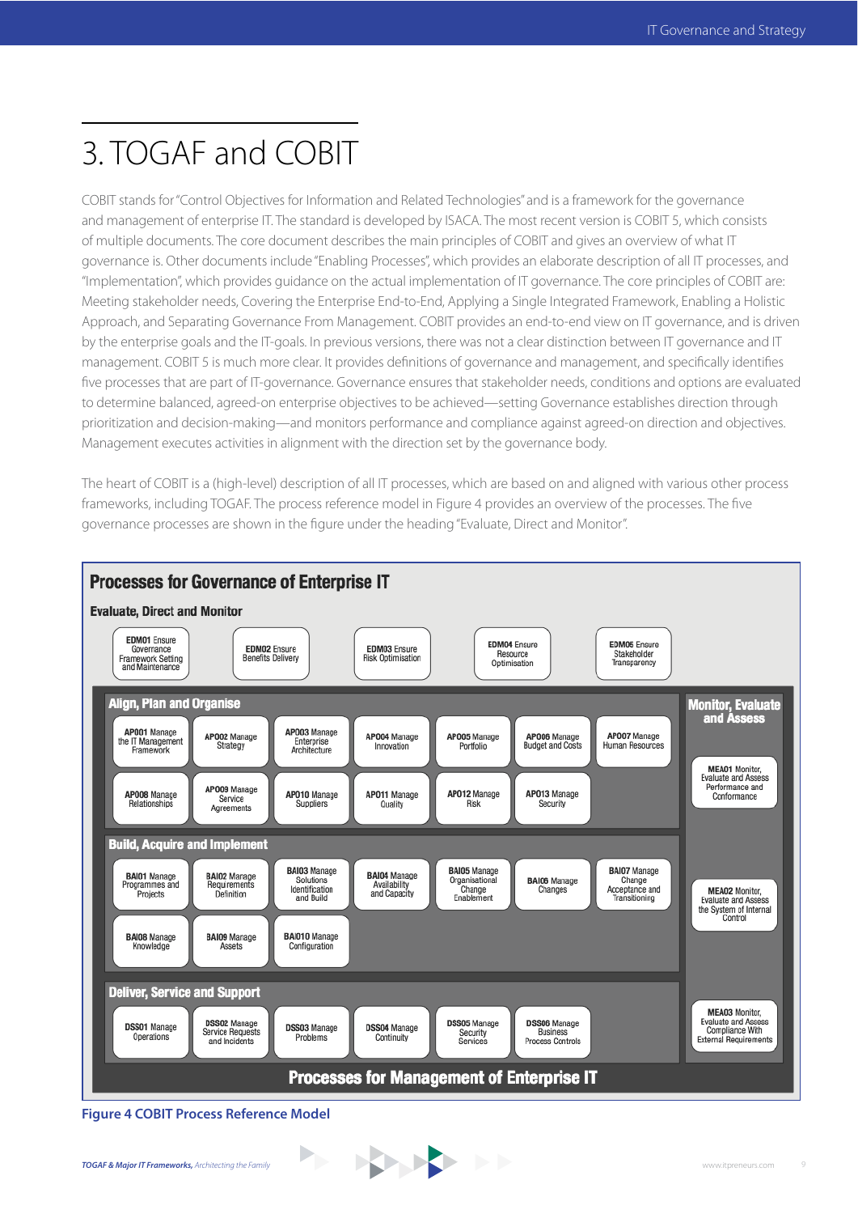# 3. TOGAF and COBIT

COBIT stands for "Control Objectives for Information and Related Technologies" and is a framework for the governance and management of enterprise IT. The standard is developed by ISACA. The most recent version is COBIT 5, which consists of multiple documents. The core document describes the main principles of COBIT and gives an overview of what IT governance is. Other documents include "Enabling Processes", which provides an elaborate description of all IT processes, and "Implementation", which provides guidance on the actual implementation of IT governance. The core principles of COBIT are: Meeting stakeholder needs, Covering the Enterprise End-to-End, Applying a Single Integrated Framework, Enabling a Holistic Approach, and Separating Governance From Management. COBIT provides an end-to-end view on IT governance, and is driven by the enterprise goals and the IT-goals. In previous versions, there was not a clear distinction between IT governance and IT management. COBIT 5 is much more clear. It provides definitions of governance and management, and specifically identifies five processes that are part of IT-governance. Governance ensures that stakeholder needs, conditions and options are evaluated to determine balanced, agreed-on enterprise objectives to be achieved—setting Governance establishes direction through prioritization and decision-making—and monitors performance and compliance against agreed-on direction and objectives. Management executes activities in alignment with the direction set by the governance body.

The heart of COBIT is a (high-level) description of all IT processes, which are based on and aligned with various other process frameworks, including TOGAF. The process reference model in Figure 4 provides an overview of the processes. The five governance processes are shown in the figure under the heading "Evaluate, Direct and Monitor".

**Processes for Governance of Enterprise IT**

**Evaluate, Direct and Monitor**

- EDM01 Ensure Governance Framework Setting and Maintenance
- EDM02 Ensure Benefits Delivery
- EDM03 Ensure Risk Optimisation
- EDM04 Ensure Resource Optimisation
- EDM05 Ensure Stakeholder Transparency

**Align, Plan and Organise**

- APO01 Manage the IT Management Framework
- APO02 Manage Strategy
- APO03 Manage Enterprise Architecture
- APO04 Manage Innovation
- APO05 Manage Portfolio
- APO06 Manage Budget and Costs
- APO07 Manage Human Resources
- APO08 Manage Relationships
- APO09 Manage Service Agreements
- APO10 Manage Suppliers
- APO11 Manage Quality
- APO12 Manage Risk
- APO13 Manage Security

**Build, Acquire and Implement**

- BAI01 Manage Programmes and Projects
- BAI02 Manage Requirements Definition
- BAI03 Manage Solutions Identification and Build
- BAI04 Manage Availability and Capacity
- BAI05 Manage Organisational Change Enablement
- BAI06 Manage Changes
- BAI07 Manage Change Acceptance and Transitioning
- BAI08 Manage Knowledge
- BAI09 Manage Assets
- BAI010 Manage Configuration

**Deliver, Service and Support**

- DSS01 Manage Operations
- DSS02 Manage Service Requests and Incidents
- DSS03 Manage Problems
- DSS04 Manage Continuity
- DSS05 Manage Security Services
- DSS06 Manage Business Process Controls

**Monitor, Evaluate and Assess**

- MEA01 Monitor, Evaluate and Assess Performance and Conformance
- MEA02 Monitor, Evaluate and Assess the System of Internal Control
- MEA03 Monitor, Evaluate and Assess Compliance With External Requirements

**Processes for Management of Enterprise IT**

**Figure 4 COBIT Process Reference Model**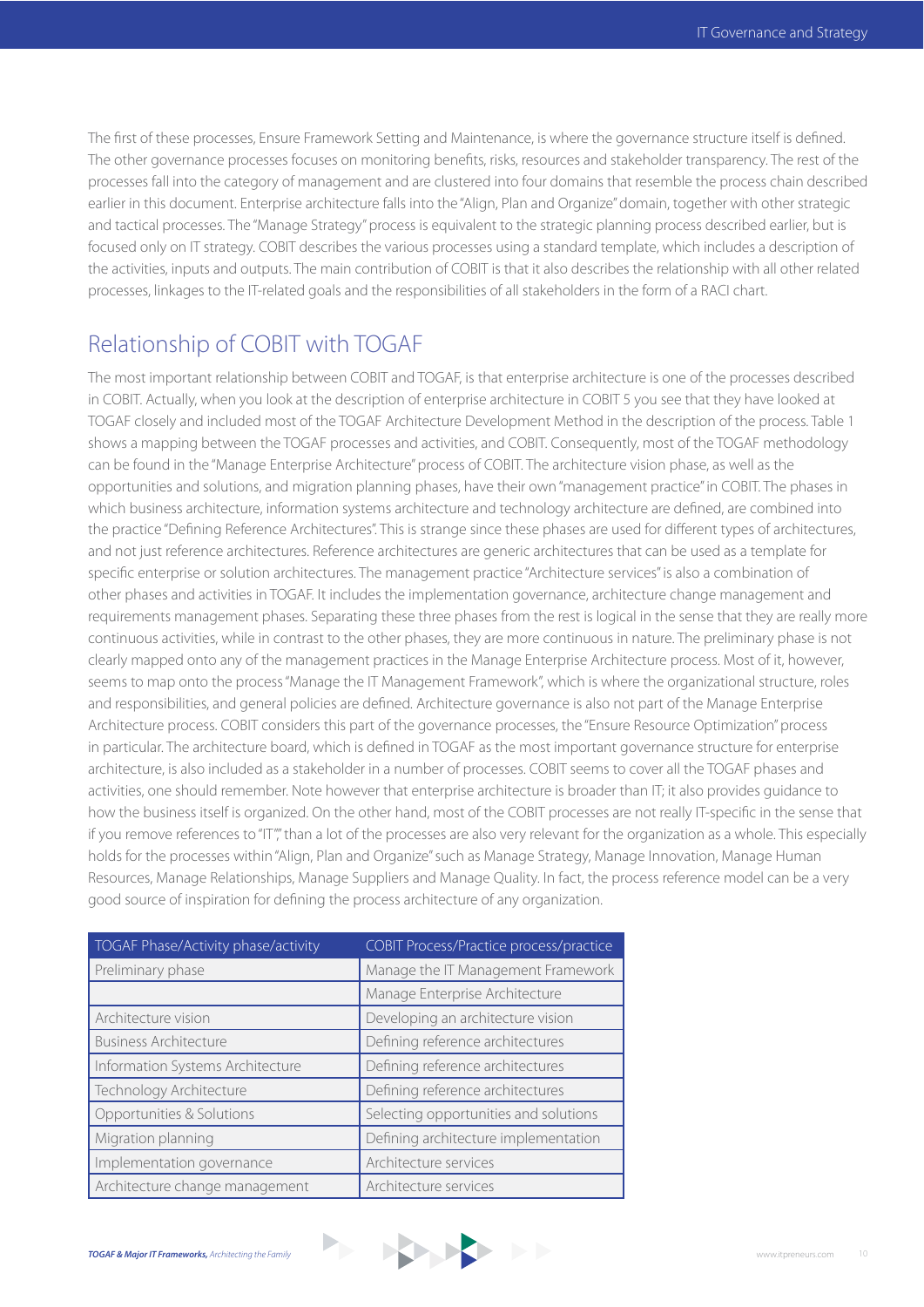The first of these processes, Ensure Framework Setting and Maintenance, is where the governance structure itself is defined. The other governance processes focuses on monitoring benefits, risks, resources and stakeholder transparency. The rest of the processes fall into the category of management and are clustered into four domains that resemble the process chain described earlier in this document. Enterprise architecture falls into the "Align, Plan and Organize" domain, together with other strategic and tactical processes. The "Manage Strategy" process is equivalent to the strategic planning process described earlier, but is focused only on IT strategy. COBIT describes the various processes using a standard template, which includes a description of the activities, inputs and outputs. The main contribution of COBIT is that it also describes the relationship with all other related processes, linkages to the IT-related goals and the responsibilities of all stakeholders in the form of a RACI chart.

## Relationship of COBIT with TOGAF

The most important relationship between COBIT and TOGAF, is that enterprise architecture is one of the processes described in COBIT. Actually, when you look at the description of enterprise architecture in COBIT 5 you see that they have looked at TOGAF closely and included most of the TOGAF Architecture Development Method in the description of the process. Table 1 shows a mapping between the TOGAF processes and activities, and COBIT. Consequently, most of the TOGAF methodology can be found in the "Manage Enterprise Architecture" process of COBIT. The architecture vision phase, as well as the opportunities and solutions, and migration planning phases, have their own "management practice" in COBIT. The phases in which business architecture, information systems architecture and technology architecture are defined, are combined into the practice "Defining Reference Architectures". This is strange since these phases are used for different types of architectures, and not just reference architectures. Reference architectures are generic architectures that can be used as a template for specific enterprise or solution architectures. The management practice "Architecture services" is also a combination of other phases and activities in TOGAF. It includes the implementation governance, architecture change management and requirements management phases. Separating these three phases from the rest is logical in the sense that they are really more continuous activities, while in contrast to the other phases, they are more continuous in nature. The preliminary phase is not clearly mapped onto any of the management practices in the Manage Enterprise Architecture process. Most of it, however, seems to map onto the process "Manage the IT Management Framework", which is where the organizational structure, roles and responsibilities, and general policies are defined. Architecture governance is also not part of the Manage Enterprise Architecture process. COBIT considers this part of the governance processes, the "Ensure Resource Optimization" process in particular. The architecture board, which is defined in TOGAF as the most important governance structure for enterprise architecture, is also included as a stakeholder in a number of processes. COBIT seems to cover all the TOGAF phases and activities, one should remember. Note however that enterprise architecture is broader than IT; it also provides guidance to how the business itself is organized. On the other hand, most of the COBIT processes are not really IT-specific in the sense that if you remove references to "IT"," than a lot of the processes are also very relevant for the organization as a whole. This especially holds for the processes within "Align, Plan and Organize" such as Manage Strategy, Manage Innovation, Manage Human Resources, Manage Relationships, Manage Suppliers and Manage Quality. In fact, the process reference model can be a very good source of inspiration for defining the process architecture of any organization.

| TOGAF Phase/Activity phase/activity | COBIT Process/Practice process/practice |
| --- | --- |
| Preliminary phase | Manage the IT Management Framework |
| | Manage Enterprise Architecture |
| Architecture vision | Developing an architecture vision |
| Business Architecture | Defining reference architectures |
| Information Systems Architecture | Defining reference architectures |
| Technology Architecture | Defining reference architectures |
| Opportunities & Solutions | Selecting opportunities and solutions |
| Migration planning | Defining architecture implementation |
| Implementation governance | Architecture services |
| Architecture change management | Architecture services |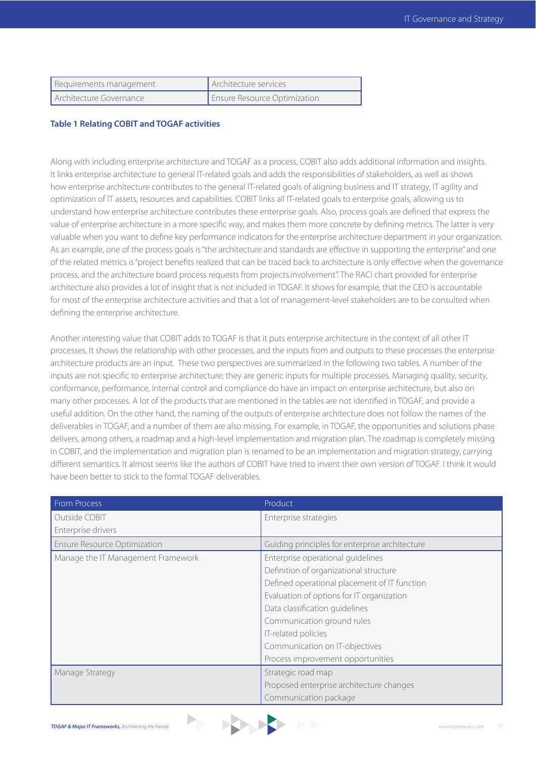| Requirements management | Architecture services |
|---|---|
| Architecture Governance | Ensure Resource Optimization |

**Table 1 Relating COBIT and TOGAF activities**

Along with including enterprise architecture and TOGAF as a process, COBIT also adds additional information and insights. It links enterprise architecture to general IT-related goals and adds the responsibilities of stakeholders, as well as shows how enterprise architecture contributes to the general IT-related goals of aligning business and IT strategy, IT agility and optimization of IT assets, resources and capabilities. COBIT links all IT-related goals to enterprise goals, allowing us to understand how enterprise architecture contributes these enterprise goals. Also, process goals are defined that express the value of enterprise architecture in a more specific way, and makes them more concrete by defining metrics. The latter is very valuable when you want to define key performance indicators for the enterprise architecture department in your organization. As an example, one of the process goals is "the architecture and standards are effective in supporting the enterprise" and one of the related metrics is "project benefits realized that can be traced back to architecture is only effective when the governance process, and the architecture board process requests from projects.involvement". The RACI chart provided for enterprise architecture also provides a lot of insight that is not included in TOGAF. It shows for example, that the CEO is accountable for most of the enterprise architecture activities and that a lot of management-level stakeholders are to be consulted when defining the enterprise architecture.

Another interesting value that COBIT adds to TOGAF is that it puts enterprise architecture in the context of all other IT processes. It shows the relationship with other processes, and the inputs from and outputs to these processes the enterprise architecture products are an input. These two perspectives are summarized in the following two tables. A number of the inputs are not specific to enterprise architecture; they are generic inputs for multiple processes. Managing quality, security, conformance, performance, internal control and compliance do have an impact on enterprise architecture, but also on many other processes. A lot of the products that are mentioned in the tables are not identified in TOGAF, and provide a useful addition. On the other hand, the naming of the outputs of enterprise architecture does not follow the names of the deliverables in TOGAF, and a number of them are also missing. For example, in TOGAF, the opportunities and solutions phase delivers, among others, a roadmap and a high-level implementation and migration plan. The roadmap is completely missing in COBIT, and the implementation and migration plan is renamed to be an implementation and migration strategy, carrying different semantics. It almost seems like the authors of COBIT have tried to invent their own version of TOGAF. I think it would have been better to stick to the formal TOGAF deliverables.

| From Process | Product |
|---|---|
| Outside COBIT<br>Enterprise drivers | Enterprise strategies |
| Ensure Resource Optimization | Guiding principles for enterprise architecture |
| Manage the IT Management Framework | Enterprise operational guidelines<br>Definition of organizational structure<br>Defined operational placement of IT function<br>Evaluation of options for IT organization<br>Data classification guidelines<br>Communication ground rules<br>IT-related policies<br>Communication on IT-objectives<br>Process improvement opportunities |
| Manage Strategy | Strategic road map<br>Proposed enterprise architecture changes<br>Communication package |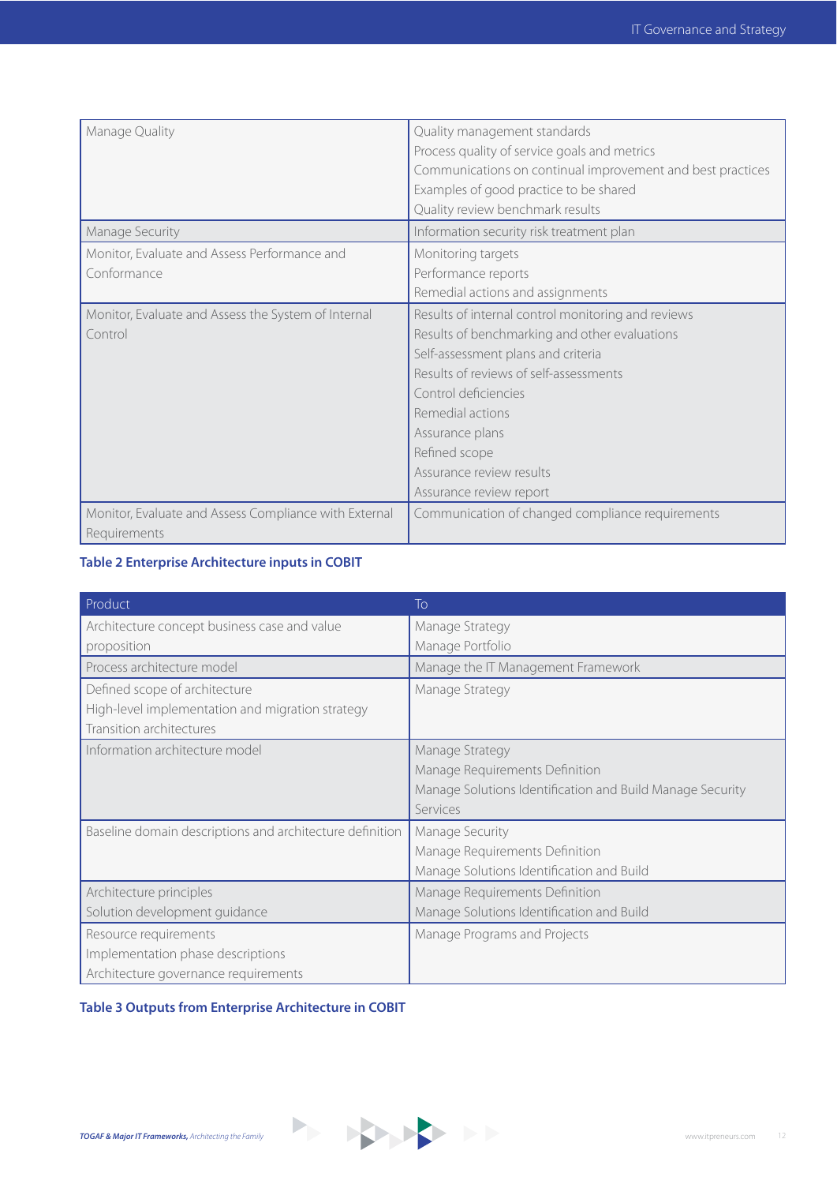| | |
|---|---|
| Manage Quality | Quality management standards<br>Process quality of service goals and metrics<br>Communications on continual improvement and best practices<br>Examples of good practice to be shared<br>Quality review benchmark results |
| Manage Security | Information security risk treatment plan |
| Monitor, Evaluate and Assess Performance and Conformance | Monitoring targets<br>Performance reports<br>Remedial actions and assignments |
| Monitor, Evaluate and Assess the System of Internal Control | Results of internal control monitoring and reviews<br>Results of benchmarking and other evaluations<br>Self-assessment plans and criteria<br>Results of reviews of self-assessments<br>Control deficiencies<br>Remedial actions<br>Assurance plans<br>Refined scope<br>Assurance review results<br>Assurance review report |
| Monitor, Evaluate and Assess Compliance with External Requirements | Communication of changed compliance requirements |

**Table 2 Enterprise Architecture inputs in COBIT**

| Product | To |
|---|---|
| Architecture concept business case and value proposition | Manage Strategy<br>Manage Portfolio |
| Process architecture model | Manage the IT Management Framework |
| Defined scope of architecture<br>High-level implementation and migration strategy<br>Transition architectures | Manage Strategy |
| Information architecture model | Manage Strategy<br>Manage Requirements Definition<br>Manage Solutions Identification and Build Manage Security Services |
| Baseline domain descriptions and architecture definition | Manage Security<br>Manage Requirements Definition<br>Manage Solutions Identification and Build |
| Architecture principles<br>Solution development guidance | Manage Requirements Definition<br>Manage Solutions Identification and Build |
| Resource requirements<br>Implementation phase descriptions<br>Architecture governance requirements | Manage Programs and Projects |

**Table 3 Outputs from Enterprise Architecture in COBIT**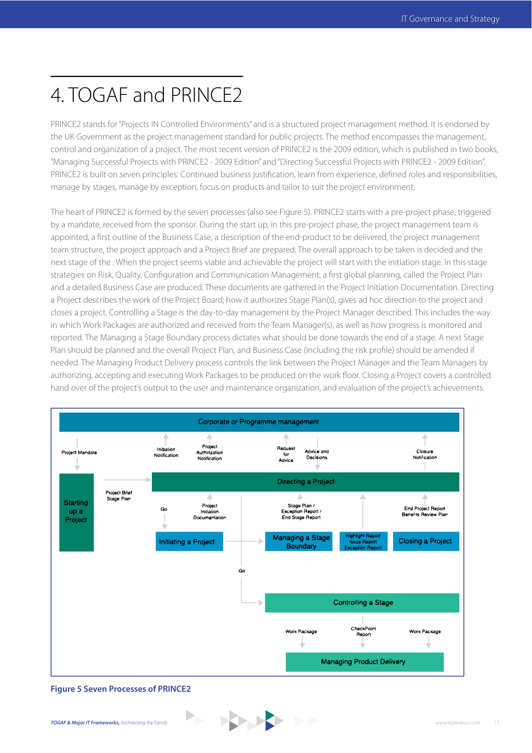# 4. TOGAF and PRINCE2

PRINCE2 stands for "Projects IN Controlled Environments" and is a structured project management method. It is endorsed by the UK Government as the project management standard for public projects. The method encompasses the management, control and organization of a project. The most recent version of PRINCE2 is the 2009 edition, which is published in two books, "Managing Successful Projects with PRINCE2 - 2009 Edition" and "Directing Successful Projects with PRINCE2 - 2009 Edition". PRINCE2 is built on seven principles: Continued business justification, learn from experience, defined roles and responsibilities, manage by stages, manage by exception, focus on products and tailor to suit the project environment.

The heart of PRINCE2 is formed by the seven processes (also see Figure 5). PRINCE2 starts with a pre-project phase, triggered by a mandate, received from the sponsor. During the start up, in this pre-project phase, the project management team is appointed, a first outline of the Business Case, a description of the end-product to be delivered, the project management team structure, the project approach and a Project Brief are prepared. The overall approach to be taken is decided and the next stage of the . When the project seems viable and achievable the project will start with the initiation stage. In this stage strategies on Risk, Quality, Configuration and Communication Management, a first global planning, called the Project Plan and a detailed Business Case are produced. These documents are gathered in the Project Initiation Documentation. Directing a Project describes the work of the Project Board; how it authorizes Stage Plan(s), gives ad hoc direction to the project and closes a project. Controlling a Stage is the day-to-day management by the Project Manager described. This includes the way in which Work Packages are authorized and received from the Team Manager(s), as well as how progress is monitored and reported. The Managing a Stage Boundary process dictates what should be done towards the end of a stage. A next Stage Plan should be planned and the overall Project Plan, and Business Case (including the risk profile) should be amended if needed. The Managing Product Delivery process controls the link between the Project Manager and the Team Managers by authorizing, accepting and executing Work Packages to be produced on the work floor. Closing a Project covers a controlled hand over of the project's output to the user and maintenance organization, and evaluation of the project's achievements.

Corporate or Programme management

Project Mandate | Initiation Notification | Project Authirization Notification | Request for Advice | Advice and Decisions | Closure Notification

Starting up a Project | Project Brief Stage Plan | Directing a Project

Go | Project Initiation Documentation | Stage Plan / Exception Report / End Stage Report | End Project Report Benefits Review Plan

Initiating a Project | Managing a Stage Boundary | Highlight Report Issue Report Exception Report | Closing a Project

Go

Controlling a Stage

Work Package | CheckPoint Report | Work Package

Managing Product Delivery

**Figure 5 Seven Processes of PRINCE2**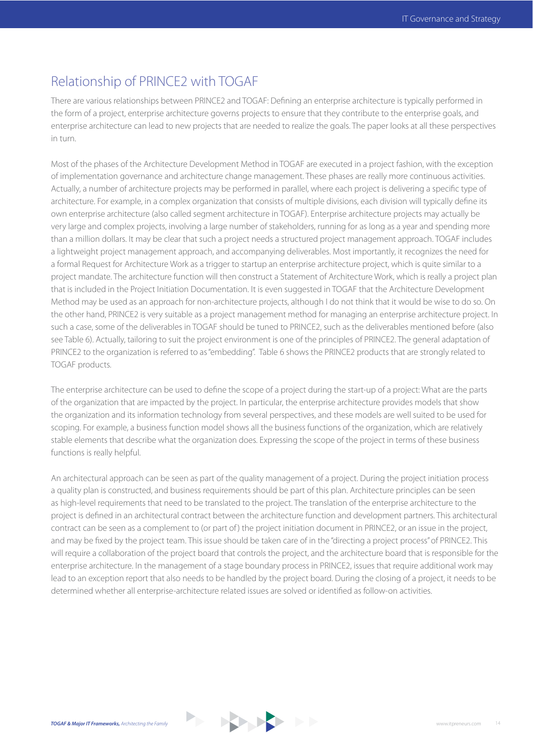## Relationship of PRINCE2 with TOGAF

There are various relationships between PRINCE2 and TOGAF: Defining an enterprise architecture is typically performed in the form of a project, enterprise architecture governs projects to ensure that they contribute to the enterprise goals, and enterprise architecture can lead to new projects that are needed to realize the goals. The paper looks at all these perspectives in turn.

Most of the phases of the Architecture Development Method in TOGAF are executed in a project fashion, with the exception of implementation governance and architecture change management. These phases are really more continuous activities. Actually, a number of architecture projects may be performed in parallel, where each project is delivering a specific type of architecture. For example, in a complex organization that consists of multiple divisions, each division will typically define its own enterprise architecture (also called segment architecture in TOGAF). Enterprise architecture projects may actually be very large and complex projects, involving a large number of stakeholders, running for as long as a year and spending more than a million dollars. It may be clear that such a project needs a structured project management approach. TOGAF includes a lightweight project management approach, and accompanying deliverables. Most importantly, it recognizes the need for a formal Request for Architecture Work as a trigger to startup an enterprise architecture project, which is quite similar to a project mandate. The architecture function will then construct a Statement of Architecture Work, which is really a project plan that is included in the Project Initiation Documentation. It is even suggested in TOGAF that the Architecture Development Method may be used as an approach for non-architecture projects, although I do not think that it would be wise to do so. On the other hand, PRINCE2 is very suitable as a project management method for managing an enterprise architecture project. In such a case, some of the deliverables in TOGAF should be tuned to PRINCE2, such as the deliverables mentioned before (also see Table 6). Actually, tailoring to suit the project environment is one of the principles of PRINCE2. The general adaptation of PRINCE2 to the organization is referred to as "embedding". Table 6 shows the PRINCE2 products that are strongly related to TOGAF products.

The enterprise architecture can be used to define the scope of a project during the start-up of a project: What are the parts of the organization that are impacted by the project. In particular, the enterprise architecture provides models that show the organization and its information technology from several perspectives, and these models are well suited to be used for scoping. For example, a business function model shows all the business functions of the organization, which are relatively stable elements that describe what the organization does. Expressing the scope of the project in terms of these business functions is really helpful.

An architectural approach can be seen as part of the quality management of a project. During the project initiation process a quality plan is constructed, and business requirements should be part of this plan. Architecture principles can be seen as high-level requirements that need to be translated to the project. The translation of the enterprise architecture to the project is defined in an architectural contract between the architecture function and development partners. This architectural contract can be seen as a complement to (or part of) the project initiation document in PRINCE2, or an issue in the project, and may be fixed by the project team. This issue should be taken care of in the "directing a project process" of PRINCE2. This will require a collaboration of the project board that controls the project, and the architecture board that is responsible for the enterprise architecture. In the management of a stage boundary process in PRINCE2, issues that require additional work may lead to an exception report that also needs to be handled by the project board. During the closing of a project, it needs to be determined whether all enterprise-architecture related issues are solved or identified as follow-on activities.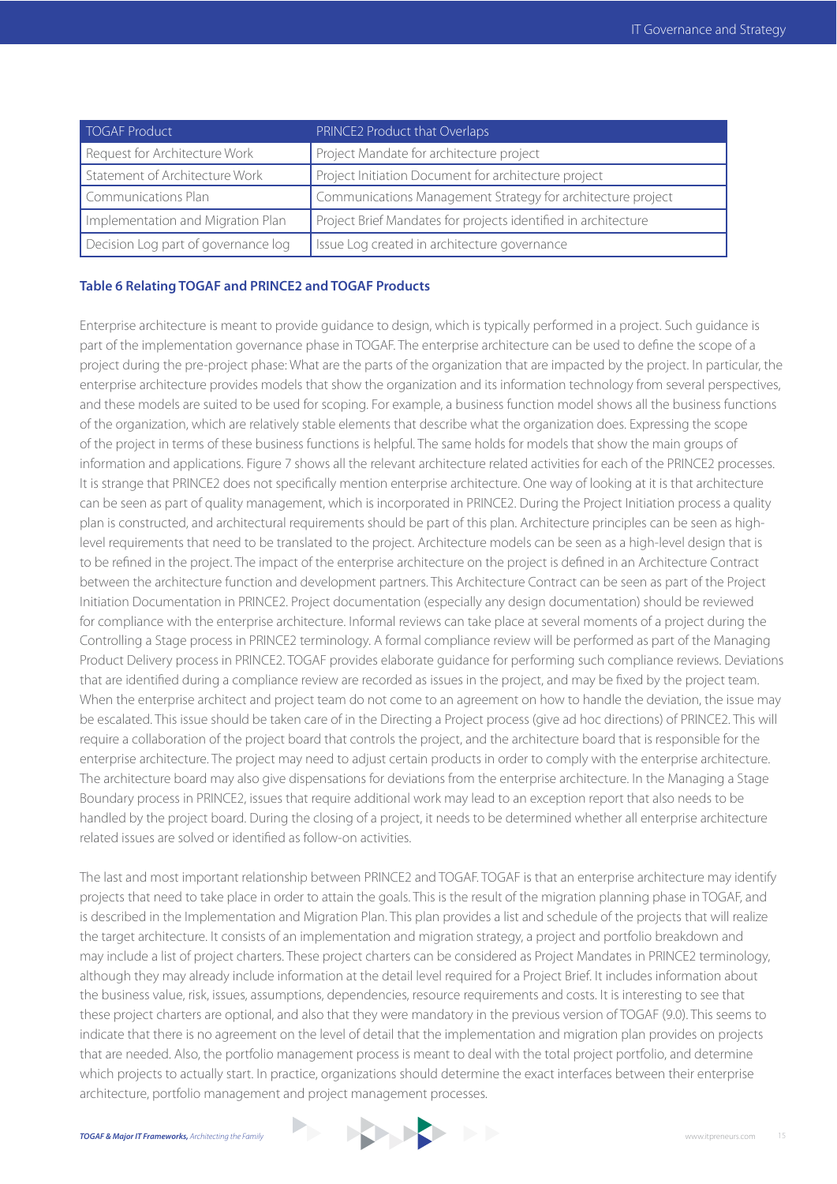| TOGAF Product | PRINCE2 Product that Overlaps |
| --- | --- |
| Request for Architecture Work | Project Mandate for architecture project |
| Statement of Architecture Work | Project Initiation Document for architecture project |
| Communications Plan | Communications Management Strategy for architecture project |
| Implementation and Migration Plan | Project Brief Mandates for projects identified in architecture |
| Decision Log part of governance log | Issue Log created in architecture governance |

**Table 6 Relating TOGAF and PRINCE2 and TOGAF Products**

Enterprise architecture is meant to provide guidance to design, which is typically performed in a project. Such guidance is part of the implementation governance phase in TOGAF. The enterprise architecture can be used to define the scope of a project during the pre-project phase: What are the parts of the organization that are impacted by the project. In particular, the enterprise architecture provides models that show the organization and its information technology from several perspectives, and these models are suited to be used for scoping. For example, a business function model shows all the business functions of the organization, which are relatively stable elements that describe what the organization does. Expressing the scope of the project in terms of these business functions is helpful. The same holds for models that show the main groups of information and applications. Figure 7 shows all the relevant architecture related activities for each of the PRINCE2 processes. It is strange that PRINCE2 does not specifically mention enterprise architecture. One way of looking at it is that architecture can be seen as part of quality management, which is incorporated in PRINCE2. During the Project Initiation process a quality plan is constructed, and architectural requirements should be part of this plan. Architecture principles can be seen as high-level requirements that need to be translated to the project. Architecture models can be seen as a high-level design that is to be refined in the project. The impact of the enterprise architecture on the project is defined in an Architecture Contract between the architecture function and development partners. This Architecture Contract can be seen as part of the Project Initiation Documentation in PRINCE2. Project documentation (especially any design documentation) should be reviewed for compliance with the enterprise architecture. Informal reviews can take place at several moments of a project during the Controlling a Stage process in PRINCE2 terminology. A formal compliance review will be performed as part of the Managing Product Delivery process in PRINCE2. TOGAF provides elaborate guidance for performing such compliance reviews. Deviations that are identified during a compliance review are recorded as issues in the project, and may be fixed by the project team. When the enterprise architect and project team do not come to an agreement on how to handle the deviation, the issue may be escalated. This issue should be taken care of in the Directing a Project process (give ad hoc directions) of PRINCE2. This will require a collaboration of the project board that controls the project, and the architecture board that is responsible for the enterprise architecture. The project may need to adjust certain products in order to comply with the enterprise architecture. The architecture board may also give dispensations for deviations from the enterprise architecture. In the Managing a Stage Boundary process in PRINCE2, issues that require additional work may lead to an exception report that also needs to be handled by the project board. During the closing of a project, it needs to be determined whether all enterprise architecture related issues are solved or identified as follow-on activities.

The last and most important relationship between PRINCE2 and TOGAF. TOGAF is that an enterprise architecture may identify projects that need to take place in order to attain the goals. This is the result of the migration planning phase in TOGAF, and is described in the Implementation and Migration Plan. This plan provides a list and schedule of the projects that will realize the target architecture. It consists of an implementation and migration strategy, a project and portfolio breakdown and may include a list of project charters. These project charters can be considered as Project Mandates in PRINCE2 terminology, although they may already include information at the detail level required for a Project Brief. It includes information about the business value, risk, issues, assumptions, dependencies, resource requirements and costs. It is interesting to see that these project charters are optional, and also that they were mandatory in the previous version of TOGAF (9.0). This seems to indicate that there is no agreement on the level of detail that the implementation and migration plan provides on projects that are needed. Also, the portfolio management process is meant to deal with the total project portfolio, and determine which projects to actually start. In practice, organizations should determine the exact interfaces between their enterprise architecture, portfolio management and project management processes.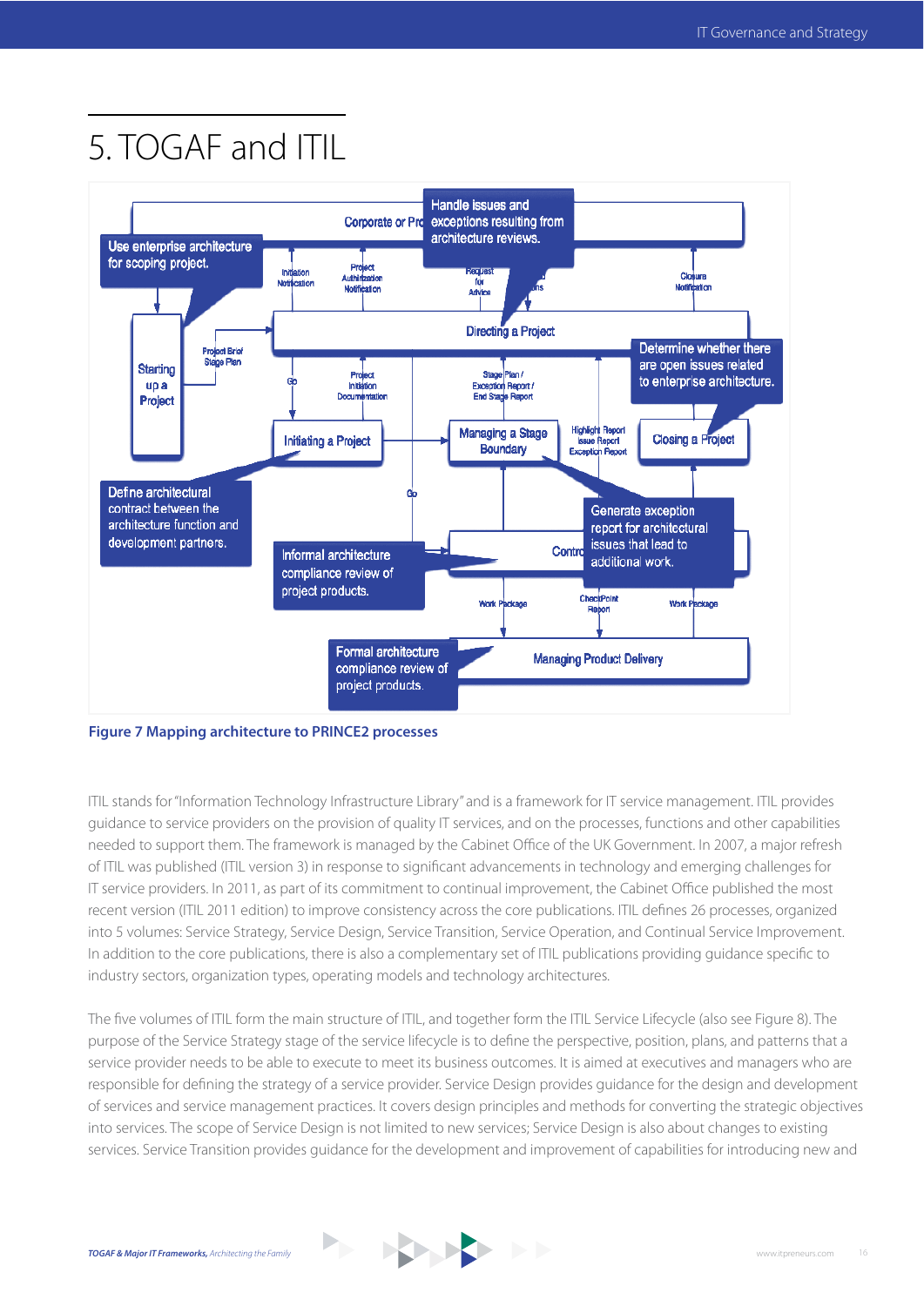# 5. TOGAF and ITIL

Figure 7 Mapping architecture to PRINCE2 processes

ITIL stands for "Information Technology Infrastructure Library" and is a framework for IT service management. ITIL provides guidance to service providers on the provision of quality IT services, and on the processes, functions and other capabilities needed to support them. The framework is managed by the Cabinet Office of the UK Government. In 2007, a major refresh of ITIL was published (ITIL version 3) in response to significant advancements in technology and emerging challenges for IT service providers. In 2011, as part of its commitment to continual improvement, the Cabinet Office published the most recent version (ITIL 2011 edition) to improve consistency across the core publications. ITIL defines 26 processes, organized into 5 volumes: Service Strategy, Service Design, Service Transition, Service Operation, and Continual Service Improvement. In addition to the core publications, there is also a complementary set of ITIL publications providing guidance specific to industry sectors, organization types, operating models and technology architectures.

The five volumes of ITIL form the main structure of ITIL, and together form the ITIL Service Lifecycle (also see Figure 8). The purpose of the Service Strategy stage of the service lifecycle is to define the perspective, position, plans, and patterns that a service provider needs to be able to execute to meet its business outcomes. It is aimed at executives and managers who are responsible for defining the strategy of a service provider. Service Design provides guidance for the design and development of services and service management practices. It covers design principles and methods for converting the strategic objectives into services. The scope of Service Design is not limited to new services; Service Design is also about changes to existing services. Service Transition provides guidance for the development and improvement of capabilities for introducing new and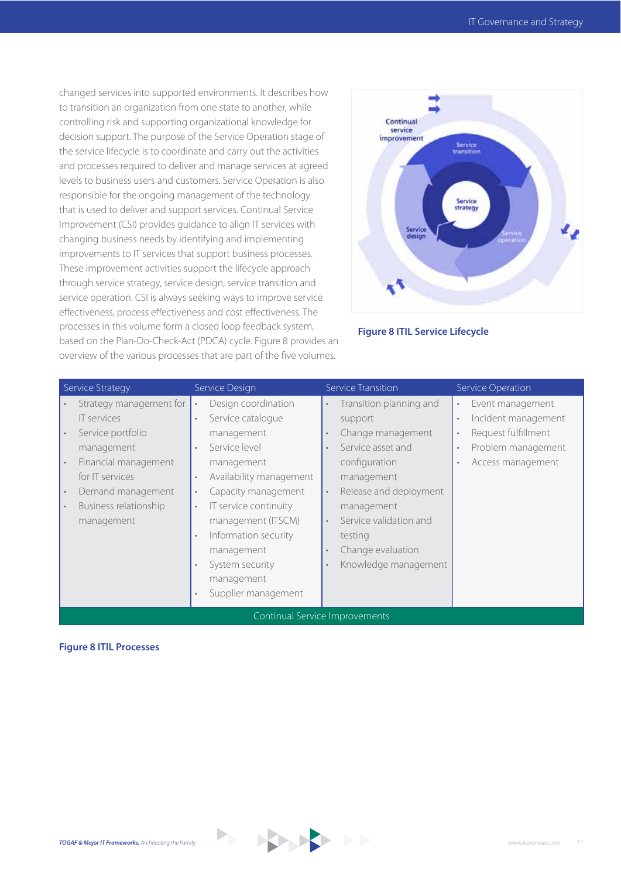changed services into supported environments. It describes how to transition an organization from one state to another, while controlling risk and supporting organizational knowledge for decision support. The purpose of the Service Operation stage of the service lifecycle is to coordinate and carry out the activities and processes required to deliver and manage services at agreed levels to business users and customers. Service Operation is also responsible for the ongoing management of the technology that is used to deliver and support services. Continual Service Improvement (CSI) provides guidance to align IT services with changing business needs by identifying and implementing improvements to IT services that support business processes. These improvement activities support the lifecycle approach through service strategy, service design, service transition and service operation. CSI is always seeking ways to improve service effectiveness, process effectiveness and cost effectiveness. The processes in this volume form a closed loop feedback system, based on the Plan-Do-Check-Act (PDCA) cycle. Figure 8 provides an overview of the various processes that are part of the five volumes.

**Figure 8 ITIL Service Lifecycle**

| Service Strategy | Service Design | Service Transition | Service Operation |
|---|---|---|---|
| • Strategy management for IT services<br>• Service portfolio management<br>• Financial management for IT services<br>• Demand management<br>• Business relationship management | • Design coordination<br>• Service catalogue management<br>• Service level management<br>• Availability management<br>• Capacity management<br>• IT service continuity management (ITSCM)<br>• Information security management<br>• System security management<br>• Supplier management | • Transition planning and support<br>• Change management<br>• Service asset and configuration management<br>• Release and deployment management<br>• Service validation and testing<br>• Change evaluation<br>• Knowledge management | • Event management<br>• Incident management<br>• Request fulfillment<br>• Problem management<br>• Access management |
| Continual Service Improvements | | | |

**Figure 8 ITIL Processes**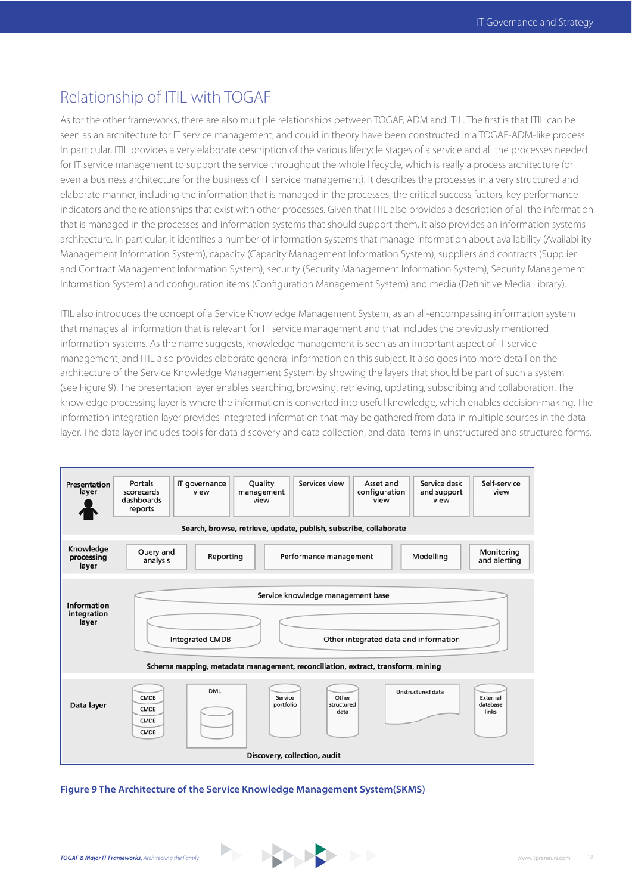## Relationship of ITIL with TOGAF

As for the other frameworks, there are also multiple relationships between TOGAF, ADM and ITIL. The first is that ITIL can be seen as an architecture for IT service management, and could in theory have been constructed in a TOGAF-ADM-like process. In particular, ITIL provides a very elaborate description of the various lifecycle stages of a service and all the processes needed for IT service management to support the service throughout the whole lifecycle, which is really a process architecture (or even a business architecture for the business of IT service management). It describes the processes in a very structured and elaborate manner, including the information that is managed in the processes, the critical success factors, key performance indicators and the relationships that exist with other processes. Given that ITIL also provides a description of all the information that is managed in the processes and information systems that should support them, it also provides an information systems architecture. In particular, it identifies a number of information systems that manage information about availability (Availability Management Information System), capacity (Capacity Management Information System), suppliers and contracts (Supplier and Contract Management Information System), security (Security Management Information System), Security Management Information System) and configuration items (Configuration Management System) and media (Definitive Media Library).

ITIL also introduces the concept of a Service Knowledge Management System, as an all-encompassing information system that manages all information that is relevant for IT service management and that includes the previously mentioned information systems. As the name suggests, knowledge management is seen as an important aspect of IT service management, and ITIL also provides elaborate general information on this subject. It also goes into more detail on the architecture of the Service Knowledge Management System by showing the layers that should be part of such a system (see Figure 9). The presentation layer enables searching, browsing, retrieving, updating, subscribing and collaboration. The knowledge processing layer is where the information is converted into useful knowledge, which enables decision-making. The information integration layer provides integrated information that may be gathered from data in multiple sources in the data layer. The data layer includes tools for data discovery and data collection, and data items in unstructured and structured forms.

**Presentation layer:** Portals scorecards dashboards reports | IT governance view | Quality management view | Services view | Asset and configuration view | Service desk and support view | Self-service view

Search, browse, retrieve, update, publish, subscribe, collaborate

**Knowledge processing layer:** Query and analysis | Reporting | Performance management | Modelling | Monitoring and alerting

**Information integration layer:** Service knowledge management base — Integrated CMDB | Other integrated data and information

Schema mapping, metadata management, reconciliation, extract, transform, mining

**Data layer:** CMDB, CMDB, CMDB, CMDB | DML | Service portfolio | Other structured data | Unstructured data | External database links

Discovery, collection, audit

**Figure 9 The Architecture of the Service Knowledge Management System(SKMS)**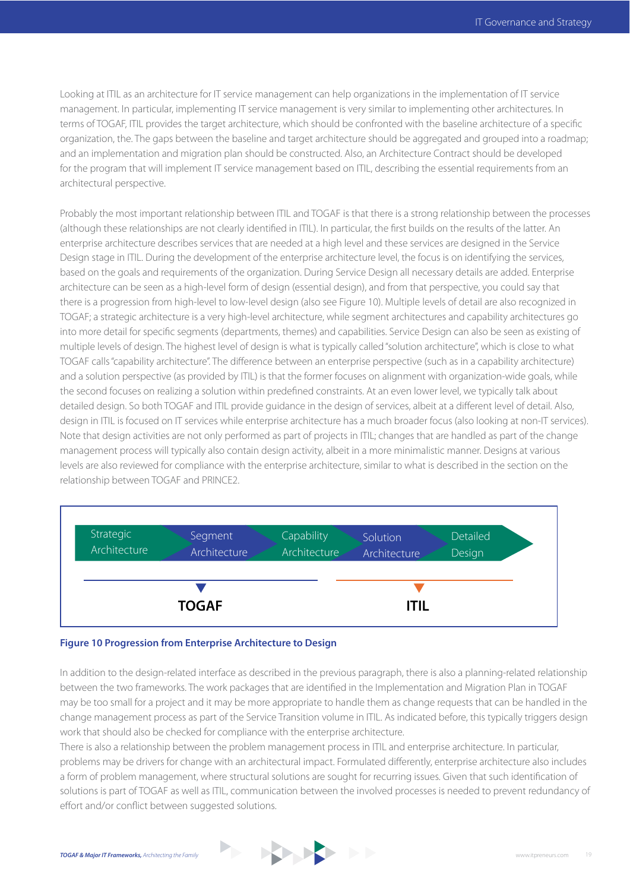Looking at ITIL as an architecture for IT service management can help organizations in the implementation of IT service management. In particular, implementing IT service management is very similar to implementing other architectures. In terms of TOGAF, ITIL provides the target architecture, which should be confronted with the baseline architecture of a specific organization, the. The gaps between the baseline and target architecture should be aggregated and grouped into a roadmap; and an implementation and migration plan should be constructed. Also, an Architecture Contract should be developed for the program that will implement IT service management based on ITIL, describing the essential requirements from an architectural perspective.

Probably the most important relationship between ITIL and TOGAF is that there is a strong relationship between the processes (although these relationships are not clearly identified in ITIL). In particular, the first builds on the results of the latter. An enterprise architecture describes services that are needed at a high level and these services are designed in the Service Design stage in ITIL. During the development of the enterprise architecture level, the focus is on identifying the services, based on the goals and requirements of the organization. During Service Design all necessary details are added. Enterprise architecture can be seen as a high-level form of design (essential design), and from that perspective, you could say that there is a progression from high-level to low-level design (also see Figure 10). Multiple levels of detail are also recognized in TOGAF; a strategic architecture is a very high-level architecture, while segment architectures and capability architectures go into more detail for specific segments (departments, themes) and capabilities. Service Design can also be seen as existing of multiple levels of design. The highest level of design is what is typically called "solution architecture", which is close to what TOGAF calls "capability architecture". The difference between an enterprise perspective (such as in a capability architecture) and a solution perspective (as provided by ITIL) is that the former focuses on alignment with organization-wide goals, while the second focuses on realizing a solution within predefined constraints. At an even lower level, we typically talk about detailed design. So both TOGAF and ITIL provide guidance in the design of services, albeit at a different level of detail. Also, design in ITIL is focused on IT services while enterprise architecture has a much broader focus (also looking at non-IT services). Note that design activities are not only performed as part of projects in ITIL; changes that are handled as part of the change management process will typically also contain design activity, albeit in a more minimalistic manner. Designs at various levels are also reviewed for compliance with the enterprise architecture, similar to what is described in the section on the relationship between TOGAF and PRINCE2.

Strategic Architecture → Segment Architecture → Capability Architecture → Solution Architecture → Detailed Design

TOGAF | ITIL

**Figure 10 Progression from Enterprise Architecture to Design**

In addition to the design-related interface as described in the previous paragraph, there is also a planning-related relationship between the two frameworks. The work packages that are identified in the Implementation and Migration Plan in TOGAF may be too small for a project and it may be more appropriate to handle them as change requests that can be handled in the change management process as part of the Service Transition volume in ITIL. As indicated before, this typically triggers design work that should also be checked for compliance with the enterprise architecture.

There is also a relationship between the problem management process in ITIL and enterprise architecture. In particular, problems may be drivers for change with an architectural impact. Formulated differently, enterprise architecture also includes a form of problem management, where structural solutions are sought for recurring issues. Given that such identification of solutions is part of TOGAF as well as ITIL, communication between the involved processes is needed to prevent redundancy of effort and/or conflict between suggested solutions.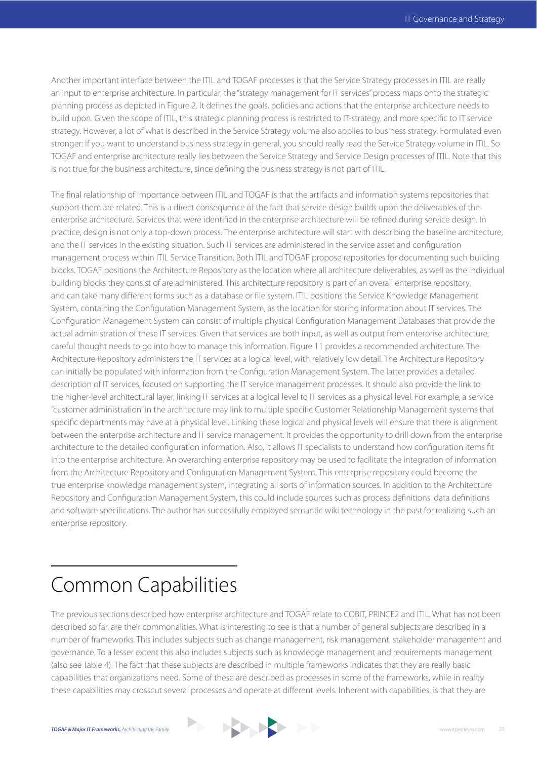Another important interface between the ITIL and TOGAF processes is that the Service Strategy processes in ITIL are really an input to enterprise architecture. In particular, the "strategy management for IT services" process maps onto the strategic planning process as depicted in Figure 2. It defines the goals, policies and actions that the enterprise architecture needs to build upon. Given the scope of ITIL, this strategic planning process is restricted to IT-strategy, and more specific to IT service strategy. However, a lot of what is described in the Service Strategy volume also applies to business strategy. Formulated even stronger: If you want to understand business strategy in general, you should really read the Service Strategy volume in ITIL. So TOGAF and enterprise architecture really lies between the Service Strategy and Service Design processes of ITIL. Note that this is not true for the business architecture, since defining the business strategy is not part of ITIL.

The final relationship of importance between ITIL and TOGAF is that the artifacts and information systems repositories that support them are related. This is a direct consequence of the fact that service design builds upon the deliverables of the enterprise architecture. Services that were identified in the enterprise architecture will be refined during service design. In practice, design is not only a top-down process. The enterprise architecture will start with describing the baseline architecture, and the IT services in the existing situation. Such IT services are administered in the service asset and configuration management process within ITIL Service Transition. Both ITIL and TOGAF propose repositories for documenting such building blocks. TOGAF positions the Architecture Repository as the location where all architecture deliverables, as well as the individual building blocks they consist of are administered. This architecture repository is part of an overall enterprise repository, and can take many different forms such as a database or file system. ITIL positions the Service Knowledge Management System, containing the Configuration Management System, as the location for storing information about IT services. The Configuration Management System can consist of multiple physical Configuration Management Databases that provide the actual administration of these IT services. Given that services are both input, as well as output from enterprise architecture, careful thought needs to go into how to manage this information. Figure 11 provides a recommended architecture. The Architecture Repository administers the IT services at a logical level, with relatively low detail. The Architecture Repository can initially be populated with information from the Configuration Management System. The latter provides a detailed description of IT services, focused on supporting the IT service management processes. It should also provide the link to the higher-level architectural layer, linking IT services at a logical level to IT services as a physical level. For example, a service "customer administration" in the architecture may link to multiple specific Customer Relationship Management systems that specific departments may have at a physical level. Linking these logical and physical levels will ensure that there is alignment between the enterprise architecture and IT service management. It provides the opportunity to drill down from the enterprise architecture to the detailed configuration information. Also, it allows IT specialists to understand how configuration items fit into the enterprise architecture. An overarching enterprise repository may be used to facilitate the integration of information from the Architecture Repository and Configuration Management System. This enterprise repository could become the true enterprise knowledge management system, integrating all sorts of information sources. In addition to the Architecture Repository and Configuration Management System, this could include sources such as process definitions, data definitions and software specifications. The author has successfully employed semantic wiki technology in the past for realizing such an enterprise repository.

# Common Capabilities

The previous sections described how enterprise architecture and TOGAF relate to COBIT, PRINCE2 and ITIL. What has not been described so far, are their commonalities. What is interesting to see is that a number of general subjects are described in a number of frameworks. This includes subjects such as change management, risk management, stakeholder management and governance. To a lesser extent this also includes subjects such as knowledge management and requirements management (also see Table 4). The fact that these subjects are described in multiple frameworks indicates that they are really basic capabilities that organizations need. Some of these are described as processes in some of the frameworks, while in reality these capabilities may crosscut several processes and operate at different levels. Inherent with capabilities, is that they are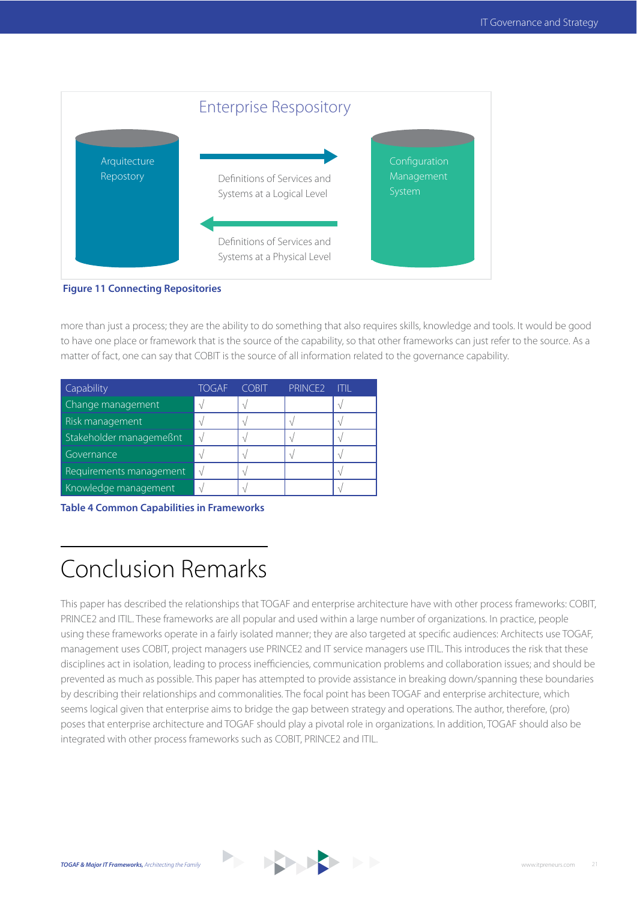Enterprise Respository

Arquitecture Repostory

Definitions of Services and Systems at a Logical Level

Definitions of Services and Systems at a Physical Level

Configuration Management System

**Figure 11 Connecting Repositories**

more than just a process; they are the ability to do something that also requires skills, knowledge and tools. It would be good to have one place or framework that is the source of the capability, so that other frameworks can just refer to the source. As a matter of fact, one can say that COBIT is the source of all information related to the governance capability.

| Capability | TOGAF | COBIT | PRINCE2 | ITIL |
|---|---|---|---|---|
| Change management | √ | √ | | √ |
| Risk management | √ | √ | √ | √ |
| Stakeholder managemeßnt | √ | √ | √ | √ |
| Governance | √ | √ | √ | √ |
| Requirements management | √ | √ | | √ |
| Knowledge management | √ | √ | | √ |

**Table 4 Common Capabilities in Frameworks**

# Conclusion Remarks

This paper has described the relationships that TOGAF and enterprise architecture have with other process frameworks: COBIT, PRINCE2 and ITIL. These frameworks are all popular and used within a large number of organizations. In practice, people using these frameworks operate in a fairly isolated manner; they are also targeted at specific audiences: Architects use TOGAF, management uses COBIT, project managers use PRINCE2 and IT service managers use ITIL. This introduces the risk that these disciplines act in isolation, leading to process inefficiencies, communication problems and collaboration issues; and should be prevented as much as possible. This paper has attempted to provide assistance in breaking down/spanning these boundaries by describing their relationships and commonalities. The focal point has been TOGAF and enterprise architecture, which seems logical given that enterprise aims to bridge the gap between strategy and operations. The author, therefore, (pro) poses that enterprise architecture and TOGAF should play a pivotal role in organizations. In addition, TOGAF should also be integrated with other process frameworks such as COBIT, PRINCE2 and ITIL.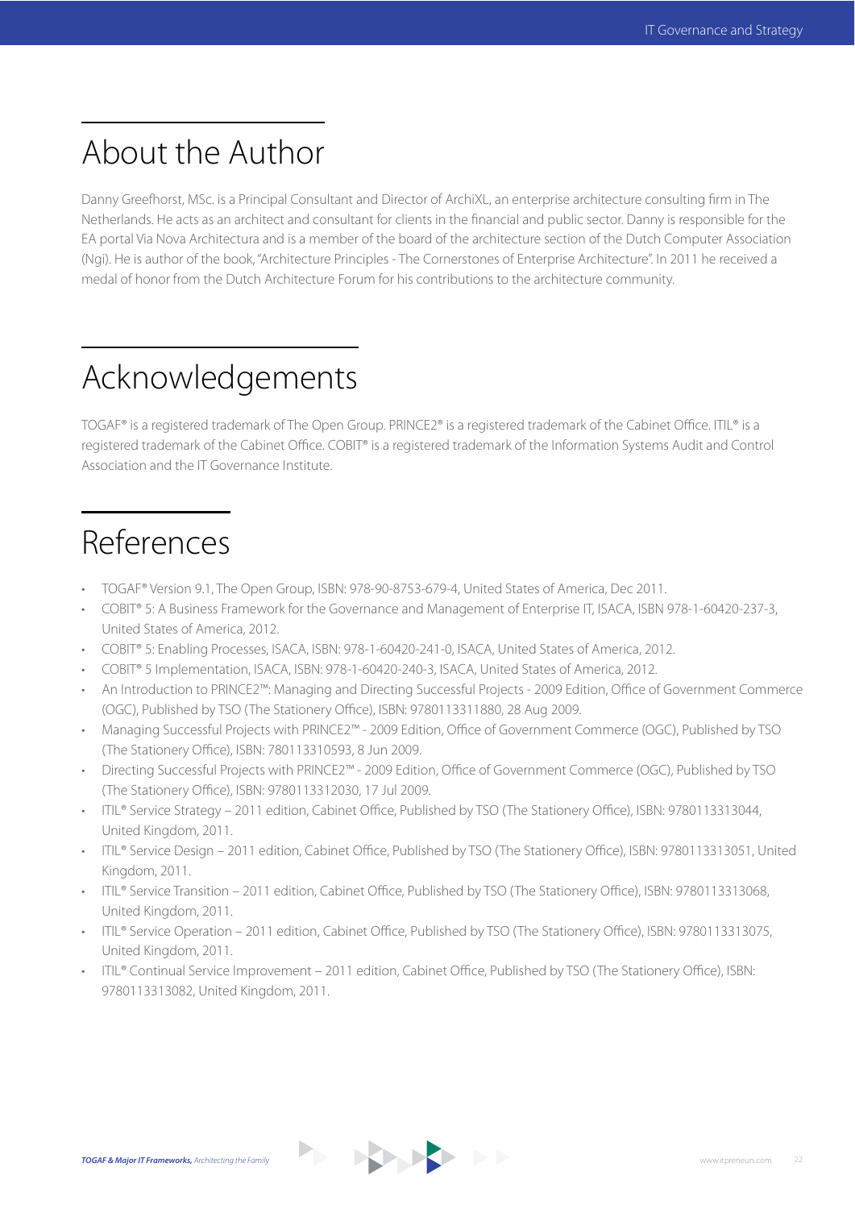# About the Author

Danny Greefhorst, MSc. is a Principal Consultant and Director of ArchiXL, an enterprise architecture consulting firm in The Netherlands. He acts as an architect and consultant for clients in the financial and public sector. Danny is responsible for the EA portal Via Nova Architectura and is a member of the board of the architecture section of the Dutch Computer Association (Ngi). He is author of the book, "Architecture Principles - The Cornerstones of Enterprise Architecture". In 2011 he received a medal of honor from the Dutch Architecture Forum for his contributions to the architecture community.

# Acknowledgements

TOGAF® is a registered trademark of The Open Group. PRINCE2® is a registered trademark of the Cabinet Office. ITIL® is a registered trademark of the Cabinet Office. COBIT® is a registered trademark of the Information Systems Audit and Control Association and the IT Governance Institute.

# References

- TOGAF® Version 9.1, The Open Group, ISBN: 978-90-8753-679-4, United States of America, Dec 2011.
- COBIT® 5: A Business Framework for the Governance and Management of Enterprise IT, ISACA, ISBN 978-1-60420-237-3, United States of America, 2012.
- COBIT® 5: Enabling Processes, ISACA, ISBN: 978-1-60420-241-0, ISACA, United States of America, 2012.
- COBIT® 5 Implementation, ISACA, ISBN: 978-1-60420-240-3, ISACA, United States of America, 2012.
- An Introduction to PRINCE2™: Managing and Directing Successful Projects - 2009 Edition, Office of Government Commerce (OGC), Published by TSO (The Stationery Office), ISBN: 9780113311880, 28 Aug 2009.
- Managing Successful Projects with PRINCE2™ - 2009 Edition, Office of Government Commerce (OGC), Published by TSO (The Stationery Office), ISBN: 780113310593, 8 Jun 2009.
- Directing Successful Projects with PRINCE2™ - 2009 Edition, Office of Government Commerce (OGC), Published by TSO (The Stationery Office), ISBN: 9780113312030, 17 Jul 2009.
- ITIL® Service Strategy – 2011 edition, Cabinet Office, Published by TSO (The Stationery Office), ISBN: 9780113313044, United Kingdom, 2011.
- ITIL® Service Design – 2011 edition, Cabinet Office, Published by TSO (The Stationery Office), ISBN: 9780113313051, United Kingdom, 2011.
- ITIL® Service Transition – 2011 edition, Cabinet Office, Published by TSO (The Stationery Office), ISBN: 9780113313068, United Kingdom, 2011.
- ITIL® Service Operation – 2011 edition, Cabinet Office, Published by TSO (The Stationery Office), ISBN: 9780113313075, United Kingdom, 2011.
- ITIL® Continual Service Improvement – 2011 edition, Cabinet Office, Published by TSO (The Stationery Office), ISBN: 9780113313082, United Kingdom, 2011.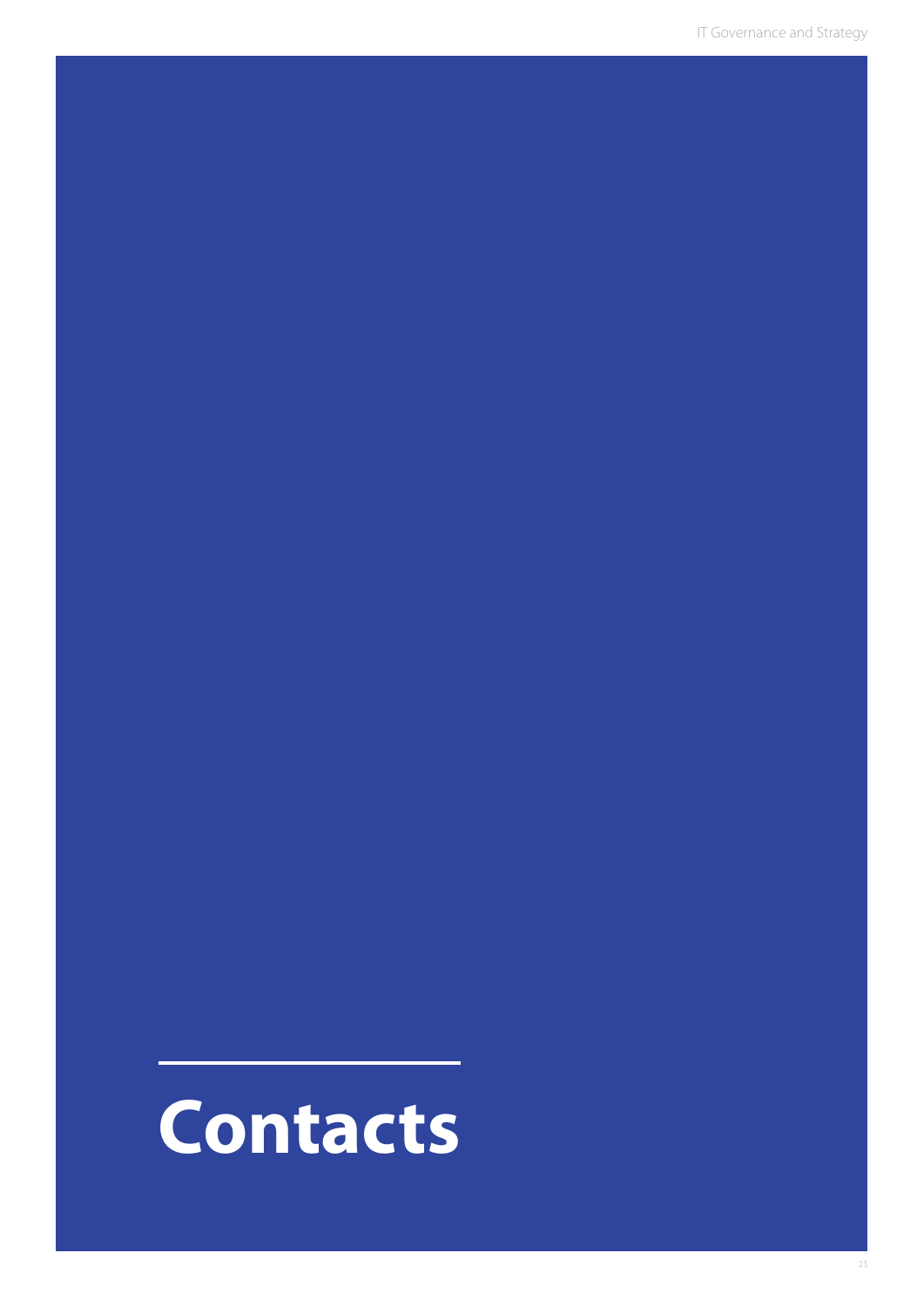# Contacts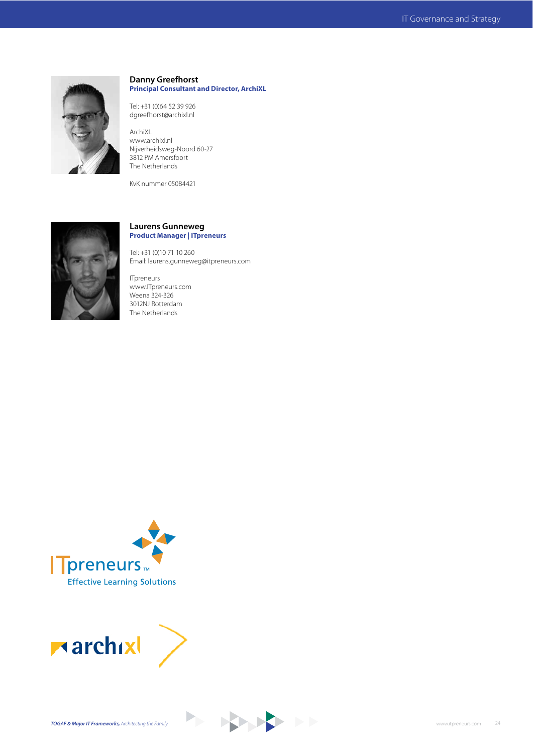**Danny Greefhorst**
**Principal Consultant and Director, ArchiXL**

Tel: +31 (0)64 52 39 926
dgreefhorst@archixl.nl

ArchiXL
www.archixl.nl
Nijverheidsweg-Noord 60-27
3812 PM Amersfoort
The Netherlands

KvK nummer 05084421

**Laurens Gunneweg**
**Product Manager | ITpreneurs**

Tel: +31 (0)10 71 10 260
Email: laurens.gunneweg@itpreneurs.com

ITpreneurs
www.ITpreneurs.com
Weena 324-326
3012NJ Rotterdam
The Netherlands

ITpreneurs™
Effective Learning Solutions

archixl